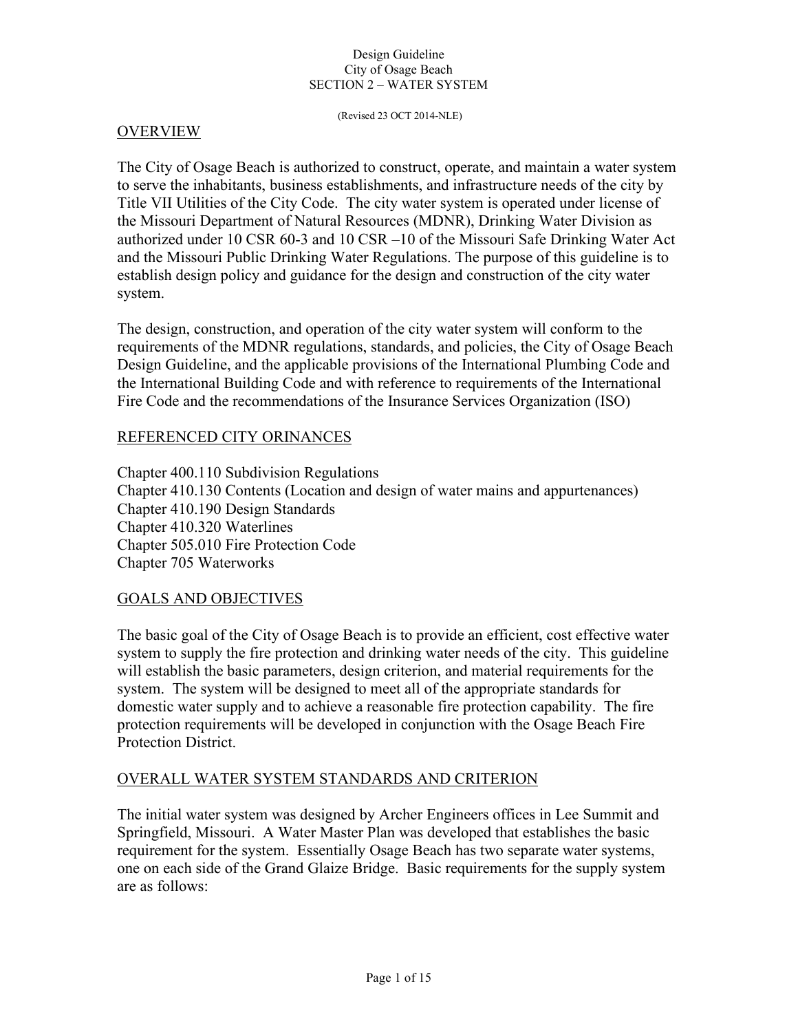Design Guideline
City of Osage Beach
SECTION 2 – WATER SYSTEM

(Revised 23 OCT 2014-NLE)

## OVERVIEW

The City of Osage Beach is authorized to construct, operate, and maintain a water system to serve the inhabitants, business establishments, and infrastructure needs of the city by Title VII Utilities of the City Code. The city water system is operated under license of the Missouri Department of Natural Resources (MDNR), Drinking Water Division as authorized under 10 CSR 60-3 and 10 CSR –10 of the Missouri Safe Drinking Water Act and the Missouri Public Drinking Water Regulations. The purpose of this guideline is to establish design policy and guidance for the design and construction of the city water system.

The design, construction, and operation of the city water system will conform to the requirements of the MDNR regulations, standards, and policies, the City of Osage Beach Design Guideline, and the applicable provisions of the International Plumbing Code and the International Building Code and with reference to requirements of the International Fire Code and the recommendations of the Insurance Services Organization (ISO)

## REFERENCED CITY ORINANCES

Chapter 400.110 Subdivision Regulations
Chapter 410.130 Contents (Location and design of water mains and appurtenances)
Chapter 410.190 Design Standards
Chapter 410.320 Waterlines
Chapter 505.010 Fire Protection Code
Chapter 705 Waterworks

## GOALS AND OBJECTIVES

The basic goal of the City of Osage Beach is to provide an efficient, cost effective water system to supply the fire protection and drinking water needs of the city. This guideline will establish the basic parameters, design criterion, and material requirements for the system. The system will be designed to meet all of the appropriate standards for domestic water supply and to achieve a reasonable fire protection capability. The fire protection requirements will be developed in conjunction with the Osage Beach Fire Protection District.

## OVERALL WATER SYSTEM STANDARDS AND CRITERION

The initial water system was designed by Archer Engineers offices in Lee Summit and Springfield, Missouri. A Water Master Plan was developed that establishes the basic requirement for the system. Essentially Osage Beach has two separate water systems, one on each side of the Grand Glaize Bridge. Basic requirements for the supply system are as follows: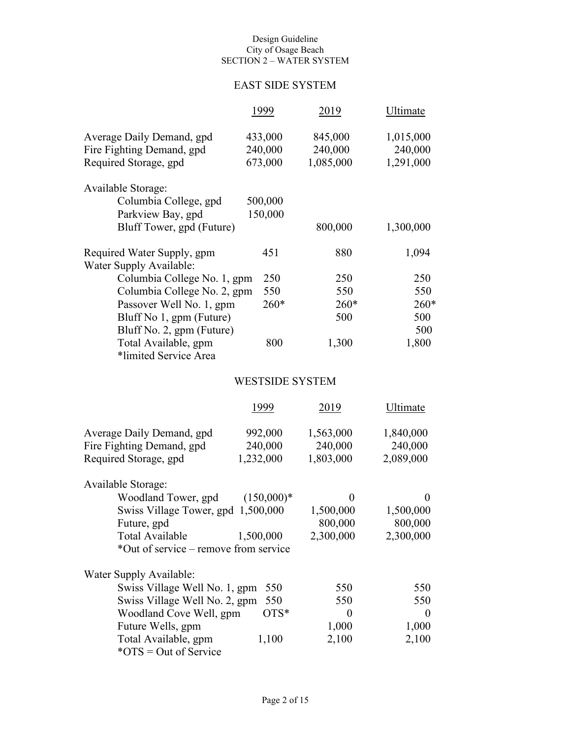## EAST SIDE SYSTEM

| | 1999 | 2019 | Ultimate |
|---|---|---|---|
| Average Daily Demand, gpd | 433,000 | 845,000 | 1,015,000 |
| Fire Fighting Demand, gpd | 240,000 | 240,000 | 240,000 |
| Required Storage, gpd | 673,000 | 1,085,000 | 1,291,000 |
| Available Storage: | | | |
| Columbia College, gpd | 500,000 | | |
| Parkview Bay, gpd | 150,000 | | |
| Bluff Tower, gpd (Future) | | 800,000 | 1,300,000 |
| Required Water Supply, gpm | 451 | 880 | 1,094 |
| Water Supply Available: | | | |
| Columbia College No. 1, gpm | 250 | 250 | 250 |
| Columbia College No. 2, gpm | 550 | 550 | 550 |
| Passover Well No. 1, gpm | 260* | 260* | 260* |
| Bluff No 1, gpm (Future) | | 500 | 500 |
| Bluff No. 2, gpm (Future) | | | 500 |
| Total Available, gpm | 800 | 1,300 | 1,800 |

*limited Service Area

## WESTSIDE SYSTEM

| | 1999 | 2019 | Ultimate |
|---|---|---|---|
| Average Daily Demand, gpd | 992,000 | 1,563,000 | 1,840,000 |
| Fire Fighting Demand, gpd | 240,000 | 240,000 | 240,000 |
| Required Storage, gpd | 1,232,000 | 1,803,000 | 2,089,000 |
| Available Storage: | | | |
| Woodland Tower, gpd | (150,000)* | 0 | 0 |
| Swiss Village Tower, gpd | 1,500,000 | 1,500,000 | 1,500,000 |
| Future, gpd | | 800,000 | 800,000 |
| Total Available | 1,500,000 | 2,300,000 | 2,300,000 |

*Out of service – remove from service

| | 1999 | 2019 | Ultimate |
|---|---|---|---|
| Water Supply Available: | | | |
| Swiss Village Well No. 1, gpm | 550 | 550 | 550 |
| Swiss Village Well No. 2, gpm | 550 | 550 | 550 |
| Woodland Cove Well, gpm | OTS* | 0 | 0 |
| Future Wells, gpm | | 1,000 | 1,000 |
| Total Available, gpm | 1,100 | 2,100 | 2,100 |

*OTS = Out of Service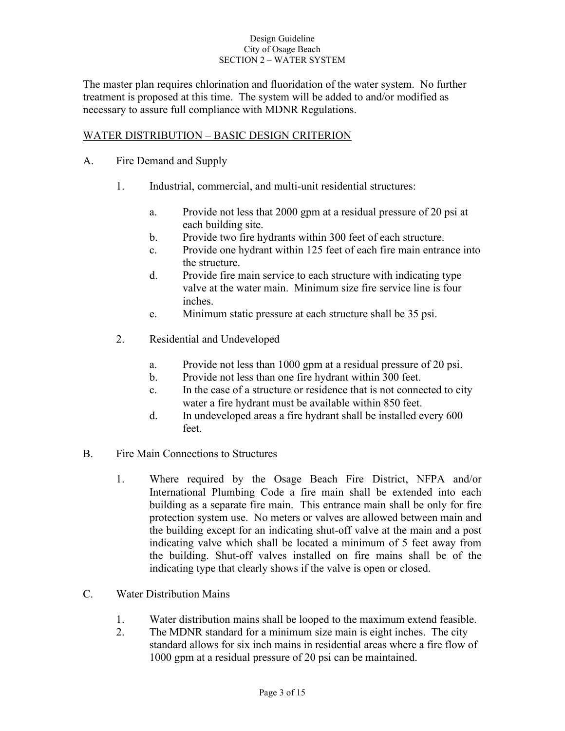The master plan requires chlorination and fluoridation of the water system. No further treatment is proposed at this time. The system will be added to and/or modified as necessary to assure full compliance with MDNR Regulations.

## WATER DISTRIBUTION – BASIC DESIGN CRITERION

A. Fire Demand and Supply

1. Industrial, commercial, and multi-unit residential structures:

   a. Provide not less that 2000 gpm at a residual pressure of 20 psi at each building site.
   b. Provide two fire hydrants within 300 feet of each structure.
   c. Provide one hydrant within 125 feet of each fire main entrance into the structure.
   d. Provide fire main service to each structure with indicating type valve at the water main. Minimum size fire service line is four inches.
   e. Minimum static pressure at each structure shall be 35 psi.

2. Residential and Undeveloped

   a. Provide not less than 1000 gpm at a residual pressure of 20 psi.
   b. Provide not less than one fire hydrant within 300 feet.
   c. In the case of a structure or residence that is not connected to city water a fire hydrant must be available within 850 feet.
   d. In undeveloped areas a fire hydrant shall be installed every 600 feet.

B. Fire Main Connections to Structures

1. Where required by the Osage Beach Fire District, NFPA and/or International Plumbing Code a fire main shall be extended into each building as a separate fire main. This entrance main shall be only for fire protection system use. No meters or valves are allowed between main and the building except for an indicating shut-off valve at the main and a post indicating valve which shall be located a minimum of 5 feet away from the building. Shut-off valves installed on fire mains shall be of the indicating type that clearly shows if the valve is open or closed.

C. Water Distribution Mains

1. Water distribution mains shall be looped to the maximum extend feasible.
2. The MDNR standard for a minimum size main is eight inches. The city standard allows for six inch mains in residential areas where a fire flow of 1000 gpm at a residual pressure of 20 psi can be maintained.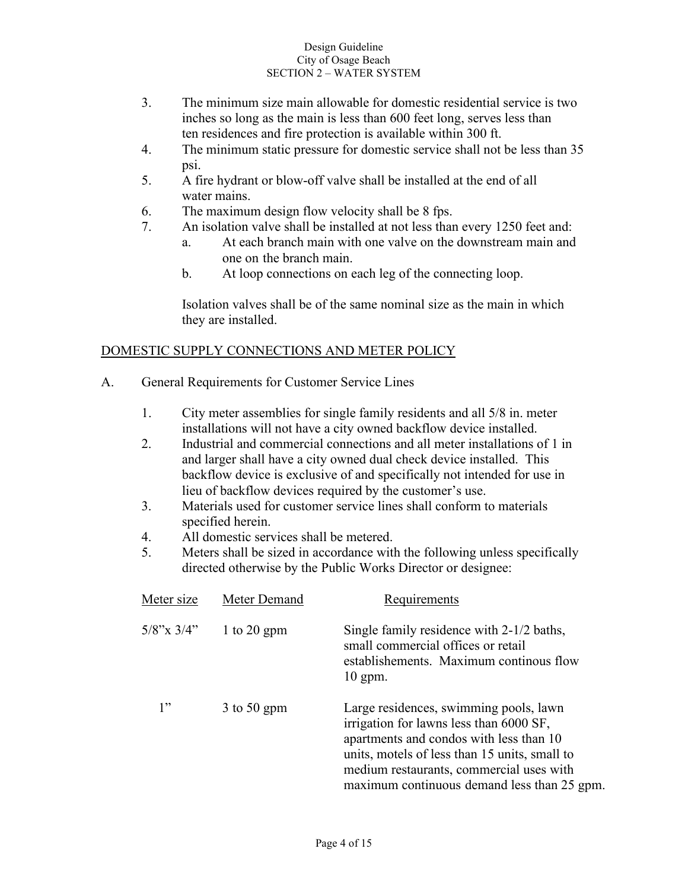3. The minimum size main allowable for domestic residential service is two inches so long as the main is less than 600 feet long, serves less than ten residences and fire protection is available within 300 ft.
4. The minimum static pressure for domestic service shall not be less than 35 psi.
5. A fire hydrant or blow-off valve shall be installed at the end of all water mains.
6. The maximum design flow velocity shall be 8 fps.
7. An isolation valve shall be installed at not less than every 1250 feet and:
   a. At each branch main with one valve on the downstream main and one on the branch main.
   b. At loop connections on each leg of the connecting loop.

   Isolation valves shall be of the same nominal size as the main in which they are installed.

## DOMESTIC SUPPLY CONNECTIONS AND METER POLICY

A. General Requirements for Customer Service Lines

1. City meter assemblies for single family residents and all 5/8 in. meter installations will not have a city owned backflow device installed.
2. Industrial and commercial connections and all meter installations of 1 in and larger shall have a city owned dual check device installed. This backflow device is exclusive of and specifically not intended for use in lieu of backflow devices required by the customer's use.
3. Materials used for customer service lines shall conform to materials specified herein.
4. All domestic services shall be metered.
5. Meters shall be sized in accordance with the following unless specifically directed otherwise by the Public Works Director or designee:

| Meter size | Meter Demand | Requirements |
|---|---|---|
| 5/8"x 3/4" | 1 to 20 gpm | Single family residence with 2-1/2 baths, small commercial offices or retail establishements. Maximum continous flow 10 gpm. |
| 1" | 3 to 50 gpm | Large residences, swimming pools, lawn irrigation for lawns less than 6000 SF, apartments and condos with less than 10 units, motels of less than 15 units, small to medium restaurants, commercial uses with maximum continuous demand less than 25 gpm. |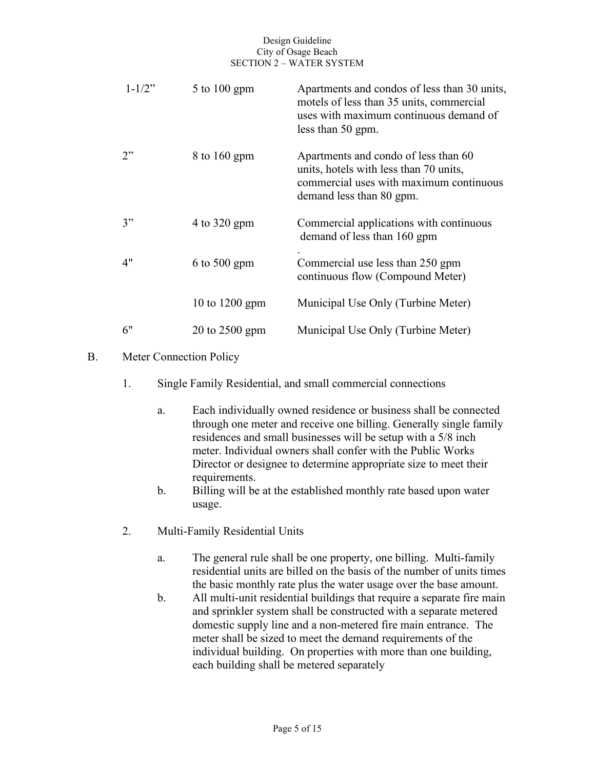| | | |
|---|---|---|
| 1-1/2” | 5 to 100 gpm | Apartments and condos of less than 30 units, motels of less than 35 units, commercial uses with maximum continuous demand of less than 50 gpm. |
| 2” | 8 to 160 gpm | Apartments and condo of less than 60 units, hotels with less than 70 units, commercial uses with maximum continuous demand less than 80 gpm. |
| 3” | 4 to 320 gpm | Commercial applications with continuous demand of less than 160 gpm . |
| 4" | 6 to 500 gpm | Commercial use less than 250 gpm continuous flow (Compound Meter) |
| | 10 to 1200 gpm | Municipal Use Only (Turbine Meter) |
| 6" | 20 to 2500 gpm | Municipal Use Only (Turbine Meter) |

B. Meter Connection Policy

1. Single Family Residential, and small commercial connections

   a. Each individually owned residence or business shall be connected through one meter and receive one billing. Generally single family residences and small businesses will be setup with a 5/8 inch meter. Individual owners shall confer with the Public Works Director or designee to determine appropriate size to meet their requirements.

   b. Billing will be at the established monthly rate based upon water usage.

2. Multi-Family Residential Units

   a. The general rule shall be one property, one billing. Multi-family residential units are billed on the basis of the number of units times the basic monthly rate plus the water usage over the base amount.

   b. All multi-unit residential buildings that require a separate fire main and sprinkler system shall be constructed with a separate metered domestic supply line and a non-metered fire main entrance. The meter shall be sized to meet the demand requirements of the individual building. On properties with more than one building, each building shall be metered separately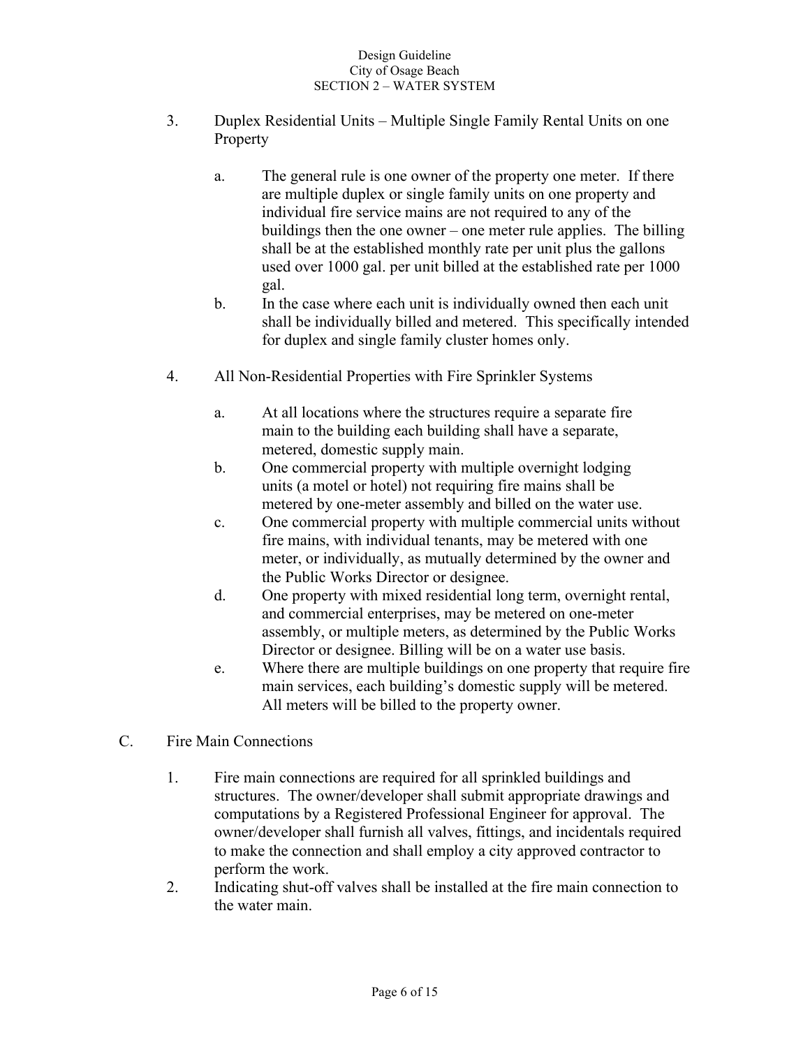3. Duplex Residential Units – Multiple Single Family Rental Units on one Property

   a. The general rule is one owner of the property one meter. If there are multiple duplex or single family units on one property and individual fire service mains are not required to any of the buildings then the one owner – one meter rule applies. The billing shall be at the established monthly rate per unit plus the gallons used over 1000 gal. per unit billed at the established rate per 1000 gal.
   b. In the case where each unit is individually owned then each unit shall be individually billed and metered. This specifically intended for duplex and single family cluster homes only.

4. All Non-Residential Properties with Fire Sprinkler Systems

   a. At all locations where the structures require a separate fire main to the building each building shall have a separate, metered, domestic supply main.
   b. One commercial property with multiple overnight lodging units (a motel or hotel) not requiring fire mains shall be metered by one-meter assembly and billed on the water use.
   c. One commercial property with multiple commercial units without fire mains, with individual tenants, may be metered with one meter, or individually, as mutually determined by the owner and the Public Works Director or designee.
   d. One property with mixed residential long term, overnight rental, and commercial enterprises, may be metered on one-meter assembly, or multiple meters, as determined by the Public Works Director or designee. Billing will be on a water use basis.
   e. Where there are multiple buildings on one property that require fire main services, each building's domestic supply will be metered. All meters will be billed to the property owner.

C. Fire Main Connections

1. Fire main connections are required for all sprinkled buildings and structures. The owner/developer shall submit appropriate drawings and computations by a Registered Professional Engineer for approval. The owner/developer shall furnish all valves, fittings, and incidentals required to make the connection and shall employ a city approved contractor to perform the work.
2. Indicating shut-off valves shall be installed at the fire main connection to the water main.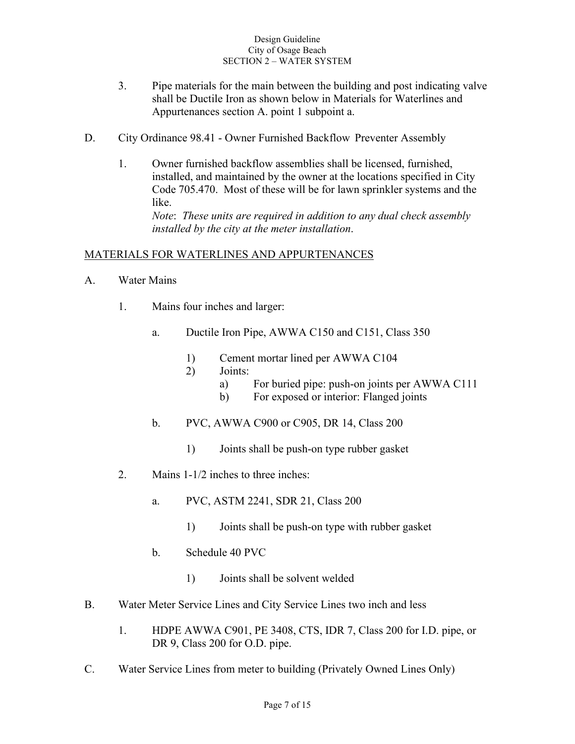3. Pipe materials for the main between the building and post indicating valve shall be Ductile Iron as shown below in Materials for Waterlines and Appurtenances section A. point 1 subpoint a.

D. City Ordinance 98.41 - Owner Furnished Backflow Preventer Assembly

1. Owner furnished backflow assemblies shall be licensed, furnished, installed, and maintained by the owner at the locations specified in City Code 705.470. Most of these will be for lawn sprinkler systems and the like.
   *Note*: *These units are required in addition to any dual check assembly installed by the city at the meter installation*.

## MATERIALS FOR WATERLINES AND APPURTENANCES

A. Water Mains

1. Mains four inches and larger:

   a. Ductile Iron Pipe, AWWA C150 and C151, Class 350

      1) Cement mortar lined per AWWA C104
      2) Joints:
         a) For buried pipe: push-on joints per AWWA C111
         b) For exposed or interior: Flanged joints

   b. PVC, AWWA C900 or C905, DR 14, Class 200

      1) Joints shall be push-on type rubber gasket

2. Mains 1-1/2 inches to three inches:

   a. PVC, ASTM 2241, SDR 21, Class 200

      1) Joints shall be push-on type with rubber gasket

   b. Schedule 40 PVC

      1) Joints shall be solvent welded

B. Water Meter Service Lines and City Service Lines two inch and less

1. HDPE AWWA C901, PE 3408, CTS, IDR 7, Class 200 for I.D. pipe, or DR 9, Class 200 for O.D. pipe.

C. Water Service Lines from meter to building (Privately Owned Lines Only)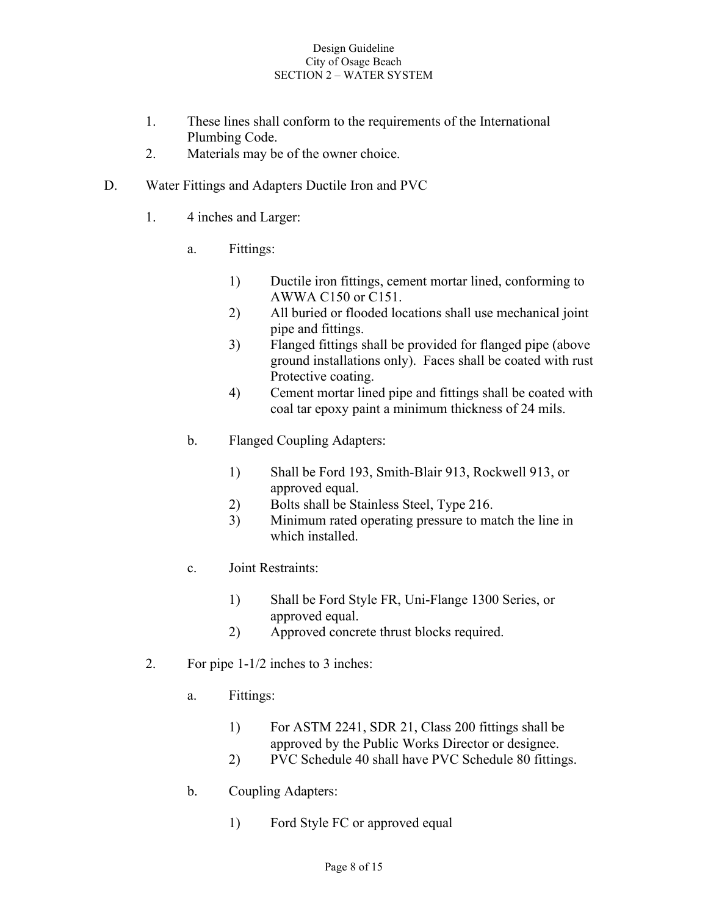1. These lines shall conform to the requirements of the International Plumbing Code.
2. Materials may be of the owner choice.

D. Water Fittings and Adapters Ductile Iron and PVC

   1. 4 inches and Larger:

      a. Fittings:

         1) Ductile iron fittings, cement mortar lined, conforming to AWWA C150 or C151.
         2) All buried or flooded locations shall use mechanical joint pipe and fittings.
         3) Flanged fittings shall be provided for flanged pipe (above ground installations only). Faces shall be coated with rust Protective coating.
         4) Cement mortar lined pipe and fittings shall be coated with coal tar epoxy paint a minimum thickness of 24 mils.

      b. Flanged Coupling Adapters:

         1) Shall be Ford 193, Smith-Blair 913, Rockwell 913, or approved equal.
         2) Bolts shall be Stainless Steel, Type 216.
         3) Minimum rated operating pressure to match the line in which installed.

      c. Joint Restraints:

         1) Shall be Ford Style FR, Uni-Flange 1300 Series, or approved equal.
         2) Approved concrete thrust blocks required.

   2. For pipe 1-1/2 inches to 3 inches:

      a. Fittings:

         1) For ASTM 2241, SDR 21, Class 200 fittings shall be approved by the Public Works Director or designee.
         2) PVC Schedule 40 shall have PVC Schedule 80 fittings.

      b. Coupling Adapters:

         1) Ford Style FC or approved equal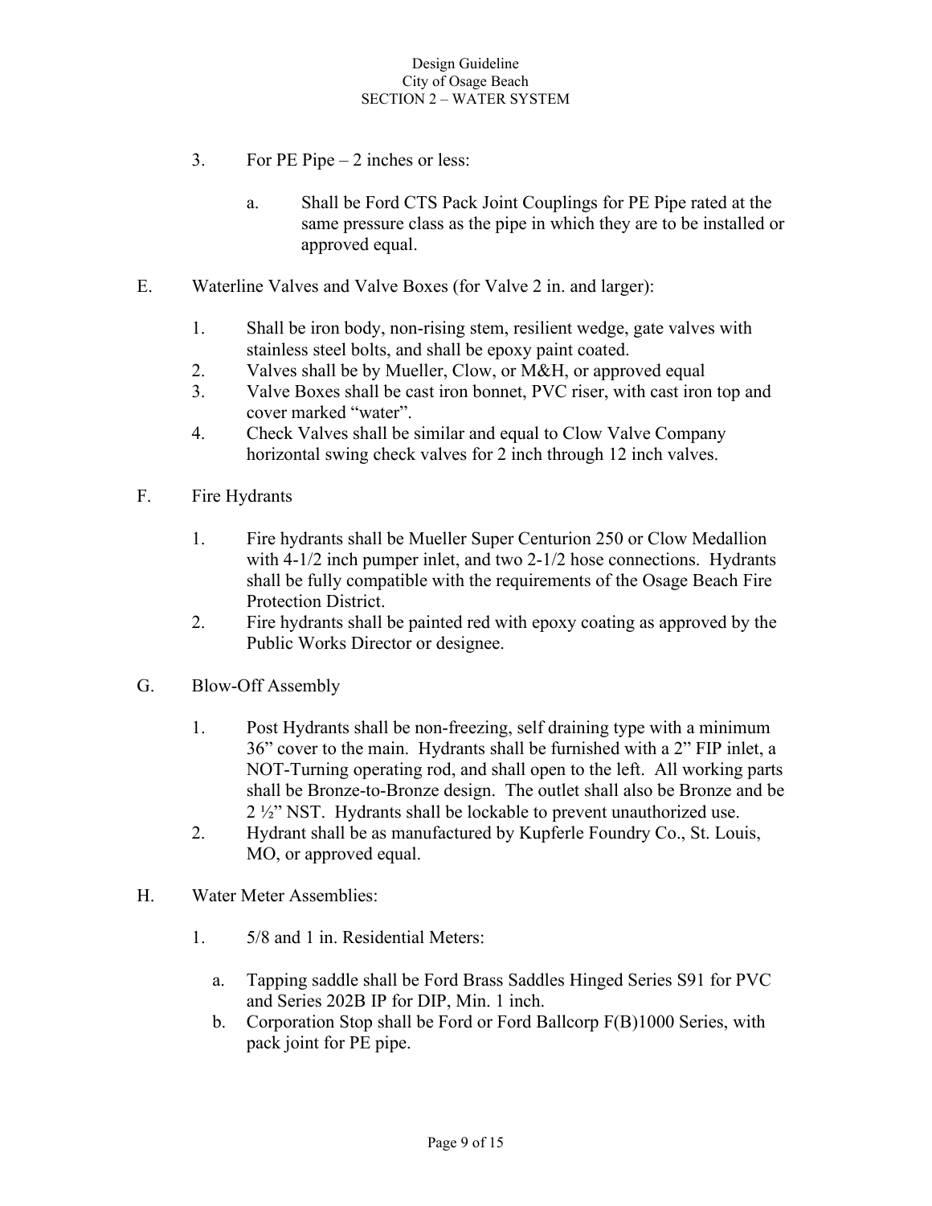3. For PE Pipe – 2 inches or less:

    a. Shall be Ford CTS Pack Joint Couplings for PE Pipe rated at the same pressure class as the pipe in which they are to be installed or approved equal.

E. Waterline Valves and Valve Boxes (for Valve 2 in. and larger):

1. Shall be iron body, non-rising stem, resilient wedge, gate valves with stainless steel bolts, and shall be epoxy paint coated.
2. Valves shall be by Mueller, Clow, or M&H, or approved equal
3. Valve Boxes shall be cast iron bonnet, PVC riser, with cast iron top and cover marked "water".
4. Check Valves shall be similar and equal to Clow Valve Company horizontal swing check valves for 2 inch through 12 inch valves.

F. Fire Hydrants

1. Fire hydrants shall be Mueller Super Centurion 250 or Clow Medallion with 4-1/2 inch pumper inlet, and two 2-1/2 hose connections. Hydrants shall be fully compatible with the requirements of the Osage Beach Fire Protection District.
2. Fire hydrants shall be painted red with epoxy coating as approved by the Public Works Director or designee.

G. Blow-Off Assembly

1. Post Hydrants shall be non-freezing, self draining type with a minimum 36" cover to the main. Hydrants shall be furnished with a 2" FIP inlet, a NOT-Turning operating rod, and shall open to the left. All working parts shall be Bronze-to-Bronze design. The outlet shall also be Bronze and be 2 ½" NST. Hydrants shall be lockable to prevent unauthorized use.
2. Hydrant shall be as manufactured by Kupferle Foundry Co., St. Louis, MO, or approved equal.

H. Water Meter Assemblies:

1. 5/8 and 1 in. Residential Meters:

    a. Tapping saddle shall be Ford Brass Saddles Hinged Series S91 for PVC and Series 202B IP for DIP, Min. 1 inch.
    b. Corporation Stop shall be Ford or Ford Ballcorp F(B)1000 Series, with pack joint for PE pipe.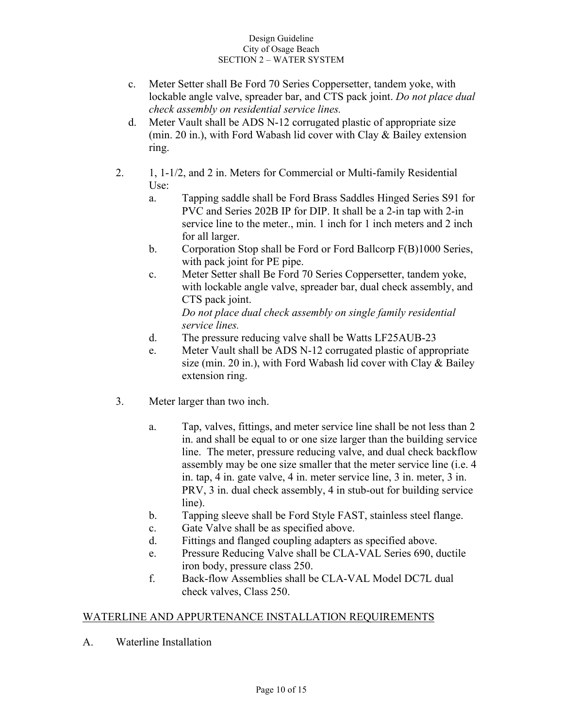c. Meter Setter shall Be Ford 70 Series Coppersetter, tandem yoke, with lockable angle valve, spreader bar, and CTS pack joint. *Do not place dual check assembly on residential service lines.*

d. Meter Vault shall be ADS N-12 corrugated plastic of appropriate size (min. 20 in.), with Ford Wabash lid cover with Clay & Bailey extension ring.

2. 1, 1-1/2, and 2 in. Meters for Commercial or Multi-family Residential Use:

   a. Tapping saddle shall be Ford Brass Saddles Hinged Series S91 for PVC and Series 202B IP for DIP. It shall be a 2-in tap with 2-in service line to the meter., min. 1 inch for 1 inch meters and 2 inch for all larger.

   b. Corporation Stop shall be Ford or Ford Ballcorp F(B)1000 Series, with pack joint for PE pipe.

   c. Meter Setter shall Be Ford 70 Series Coppersetter, tandem yoke, with lockable angle valve, spreader bar, dual check assembly, and CTS pack joint.
   *Do not place dual check assembly on single family residential service lines.*

   d. The pressure reducing valve shall be Watts LF25AUB-23

   e. Meter Vault shall be ADS N-12 corrugated plastic of appropriate size (min. 20 in.), with Ford Wabash lid cover with Clay & Bailey extension ring.

3. Meter larger than two inch.

   a. Tap, valves, fittings, and meter service line shall be not less than 2 in. and shall be equal to or one size larger than the building service line. The meter, pressure reducing valve, and dual check backflow assembly may be one size smaller that the meter service line (i.e. 4 in. tap, 4 in. gate valve, 4 in. meter service line, 3 in. meter, 3 in. PRV, 3 in. dual check assembly, 4 in stub-out for building service line).

   b. Tapping sleeve shall be Ford Style FAST, stainless steel flange.

   c. Gate Valve shall be as specified above.

   d. Fittings and flanged coupling adapters as specified above.

   e. Pressure Reducing Valve shall be CLA-VAL Series 690, ductile iron body, pressure class 250.

   f. Back-flow Assemblies shall be CLA-VAL Model DC7L dual check valves, Class 250.

## WATERLINE AND APPURTENANCE INSTALLATION REQUIREMENTS

A. Waterline Installation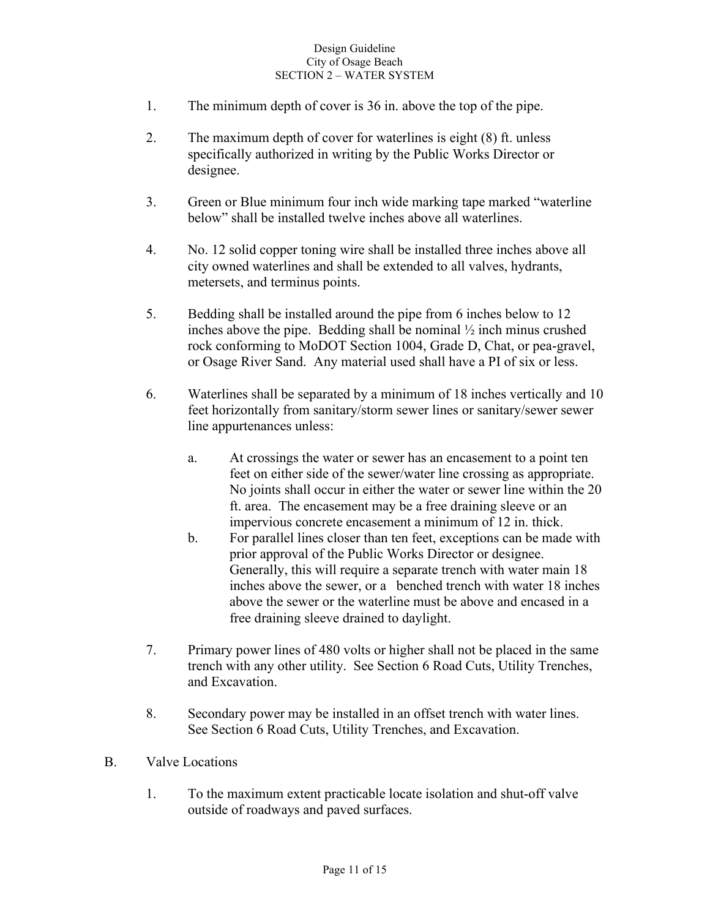1. The minimum depth of cover is 36 in. above the top of the pipe.

2. The maximum depth of cover for waterlines is eight (8) ft. unless specifically authorized in writing by the Public Works Director or designee.

3. Green or Blue minimum four inch wide marking tape marked "waterline below" shall be installed twelve inches above all waterlines.

4. No. 12 solid copper toning wire shall be installed three inches above all city owned waterlines and shall be extended to all valves, hydrants, metersets, and terminus points.

5. Bedding shall be installed around the pipe from 6 inches below to 12 inches above the pipe. Bedding shall be nominal ½ inch minus crushed rock conforming to MoDOT Section 1004, Grade D, Chat, or pea-gravel, or Osage River Sand. Any material used shall have a PI of six or less.

6. Waterlines shall be separated by a minimum of 18 inches vertically and 10 feet horizontally from sanitary/storm sewer lines or sanitary/sewer sewer line appurtenances unless:

   a. At crossings the water or sewer has an encasement to a point ten feet on either side of the sewer/water line crossing as appropriate. No joints shall occur in either the water or sewer line within the 20 ft. area. The encasement may be a free draining sleeve or an impervious concrete encasement a minimum of 12 in. thick.

   b. For parallel lines closer than ten feet, exceptions can be made with prior approval of the Public Works Director or designee. Generally, this will require a separate trench with water main 18 inches above the sewer, or a benched trench with water 18 inches above the sewer or the waterline must be above and encased in a free draining sleeve drained to daylight.

7. Primary power lines of 480 volts or higher shall not be placed in the same trench with any other utility. See Section 6 Road Cuts, Utility Trenches, and Excavation.

8. Secondary power may be installed in an offset trench with water lines. See Section 6 Road Cuts, Utility Trenches, and Excavation.

B. Valve Locations

1. To the maximum extent practicable locate isolation and shut-off valve outside of roadways and paved surfaces.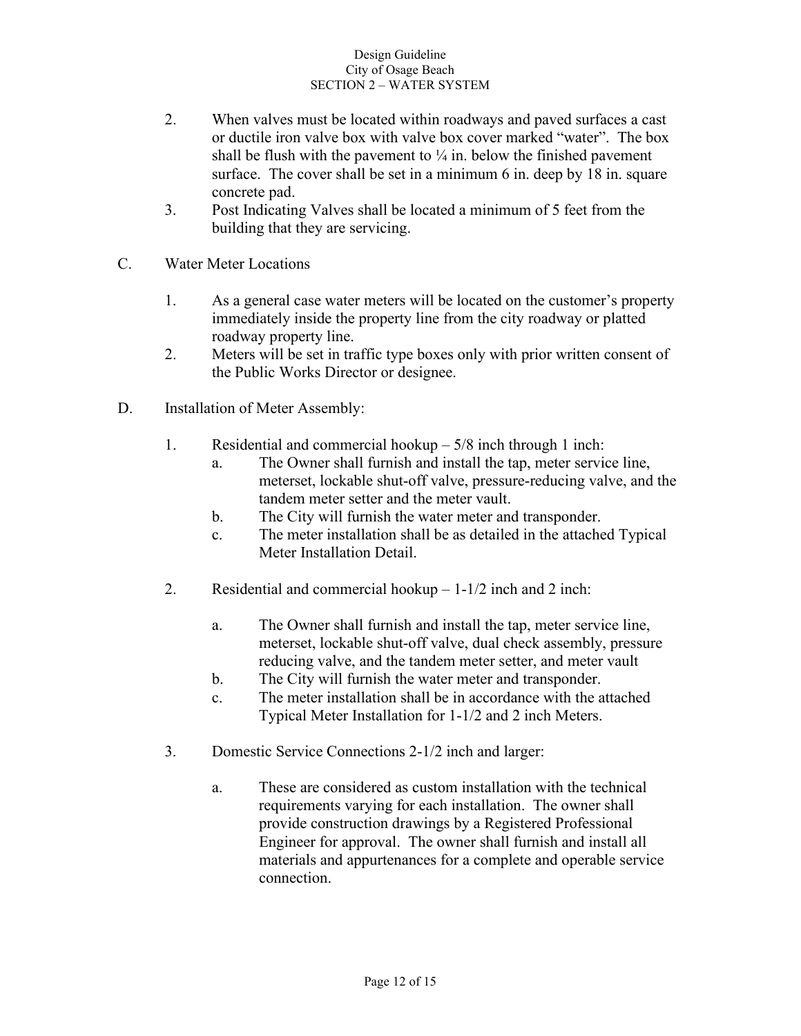2. When valves must be located within roadways and paved surfaces a cast or ductile iron valve box with valve box cover marked "water". The box shall be flush with the pavement to ¼ in. below the finished pavement surface. The cover shall be set in a minimum 6 in. deep by 18 in. square concrete pad.
3. Post Indicating Valves shall be located a minimum of 5 feet from the building that they are servicing.

C. Water Meter Locations

1. As a general case water meters will be located on the customer's property immediately inside the property line from the city roadway or platted roadway property line.
2. Meters will be set in traffic type boxes only with prior written consent of the Public Works Director or designee.

D. Installation of Meter Assembly:

1. Residential and commercial hookup – 5/8 inch through 1 inch:
   a. The Owner shall furnish and install the tap, meter service line, meterset, lockable shut-off valve, pressure-reducing valve, and the tandem meter setter and the meter vault.
   b. The City will furnish the water meter and transponder.
   c. The meter installation shall be as detailed in the attached Typical Meter Installation Detail.

2. Residential and commercial hookup – 1-1/2 inch and 2 inch:

   a. The Owner shall furnish and install the tap, meter service line, meterset, lockable shut-off valve, dual check assembly, pressure reducing valve, and the tandem meter setter, and meter vault
   b. The City will furnish the water meter and transponder.
   c. The meter installation shall be in accordance with the attached Typical Meter Installation for 1-1/2 and 2 inch Meters.

3. Domestic Service Connections 2-1/2 inch and larger:

   a. These are considered as custom installation with the technical requirements varying for each installation. The owner shall provide construction drawings by a Registered Professional Engineer for approval. The owner shall furnish and install all materials and appurtenances for a complete and operable service connection.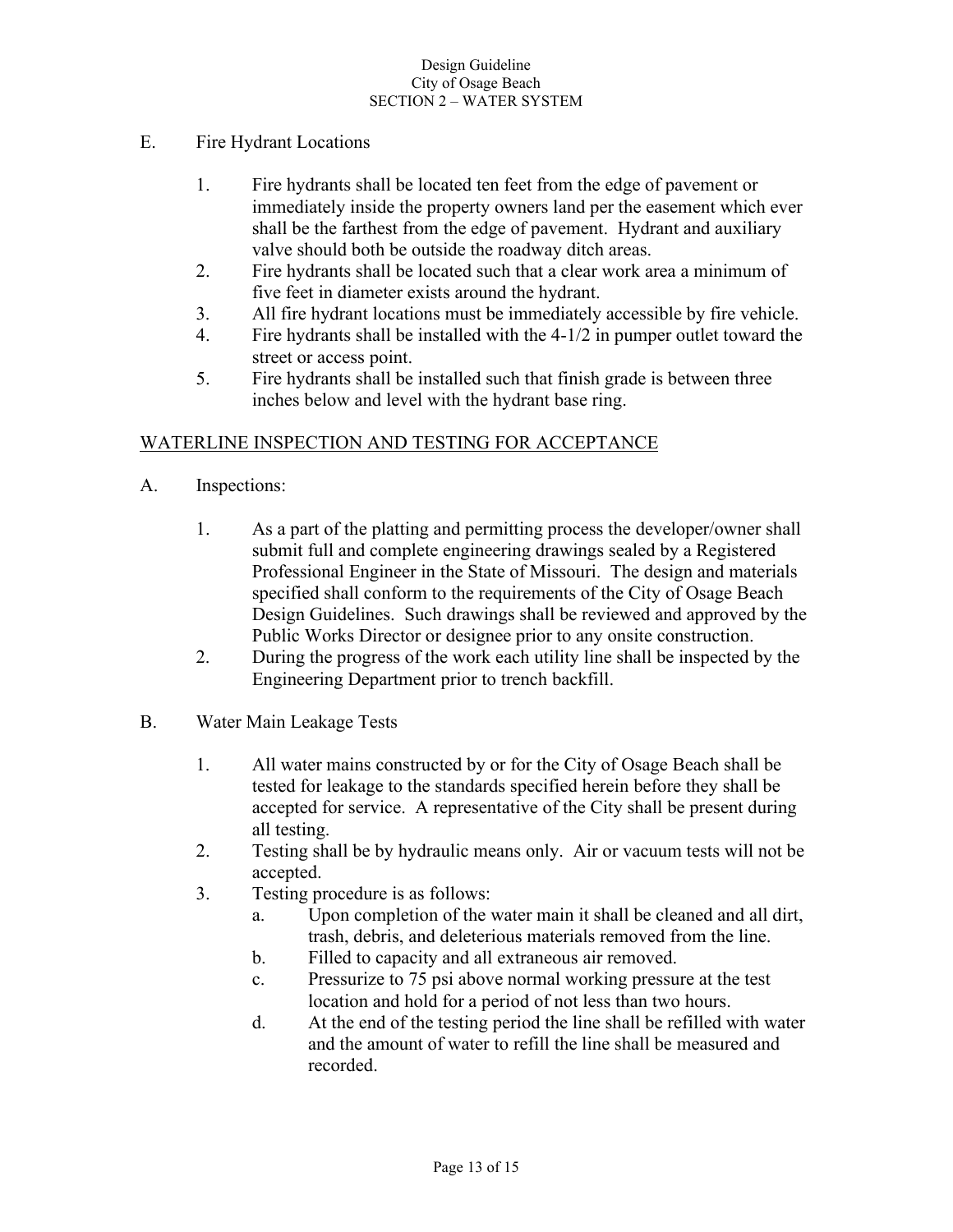E. Fire Hydrant Locations

1. Fire hydrants shall be located ten feet from the edge of pavement or immediately inside the property owners land per the easement which ever shall be the farthest from the edge of pavement. Hydrant and auxiliary valve should both be outside the roadway ditch areas.
2. Fire hydrants shall be located such that a clear work area a minimum of five feet in diameter exists around the hydrant.
3. All fire hydrant locations must be immediately accessible by fire vehicle.
4. Fire hydrants shall be installed with the 4-1/2 in pumper outlet toward the street or access point.
5. Fire hydrants shall be installed such that finish grade is between three inches below and level with the hydrant base ring.

<u>WATERLINE INSPECTION AND TESTING FOR ACCEPTANCE</u>

A. Inspections:

1. As a part of the platting and permitting process the developer/owner shall submit full and complete engineering drawings sealed by a Registered Professional Engineer in the State of Missouri. The design and materials specified shall conform to the requirements of the City of Osage Beach Design Guidelines. Such drawings shall be reviewed and approved by the Public Works Director or designee prior to any onsite construction.
2. During the progress of the work each utility line shall be inspected by the Engineering Department prior to trench backfill.

B. Water Main Leakage Tests

1. All water mains constructed by or for the City of Osage Beach shall be tested for leakage to the standards specified herein before they shall be accepted for service. A representative of the City shall be present during all testing.
2. Testing shall be by hydraulic means only. Air or vacuum tests will not be accepted.
3. Testing procedure is as follows:
   a. Upon completion of the water main it shall be cleaned and all dirt, trash, debris, and deleterious materials removed from the line.
   b. Filled to capacity and all extraneous air removed.
   c. Pressurize to 75 psi above normal working pressure at the test location and hold for a period of not less than two hours.
   d. At the end of the testing period the line shall be refilled with water and the amount of water to refill the line shall be measured and recorded.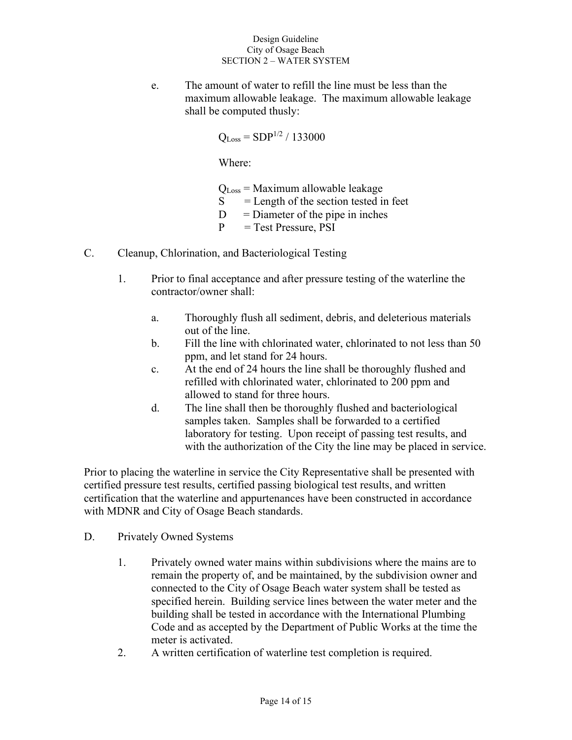e. The amount of water to refill the line must be less than the maximum allowable leakage. The maximum allowable leakage shall be computed thusly:

$$Q_{Loss} = SDP^{1/2} / 133000$$

Where:

$Q_{Loss}$ = Maximum allowable leakage
S = Length of the section tested in feet
D = Diameter of the pipe in inches
P = Test Pressure, PSI

C. Cleanup, Chlorination, and Bacteriological Testing

1. Prior to final acceptance and after pressure testing of the waterline the contractor/owner shall:

   a. Thoroughly flush all sediment, debris, and deleterious materials out of the line.
   b. Fill the line with chlorinated water, chlorinated to not less than 50 ppm, and let stand for 24 hours.
   c. At the end of 24 hours the line shall be thoroughly flushed and refilled with chlorinated water, chlorinated to 200 ppm and allowed to stand for three hours.
   d. The line shall then be thoroughly flushed and bacteriological samples taken. Samples shall be forwarded to a certified laboratory for testing. Upon receipt of passing test results, and with the authorization of the City the line may be placed in service.

Prior to placing the waterline in service the City Representative shall be presented with certified pressure test results, certified passing biological test results, and written certification that the waterline and appurtenances have been constructed in accordance with MDNR and City of Osage Beach standards.

D. Privately Owned Systems

1. Privately owned water mains within subdivisions where the mains are to remain the property of, and be maintained, by the subdivision owner and connected to the City of Osage Beach water system shall be tested as specified herein. Building service lines between the water meter and the building shall be tested in accordance with the International Plumbing Code and as accepted by the Department of Public Works at the time the meter is activated.
2. A written certification of waterline test completion is required.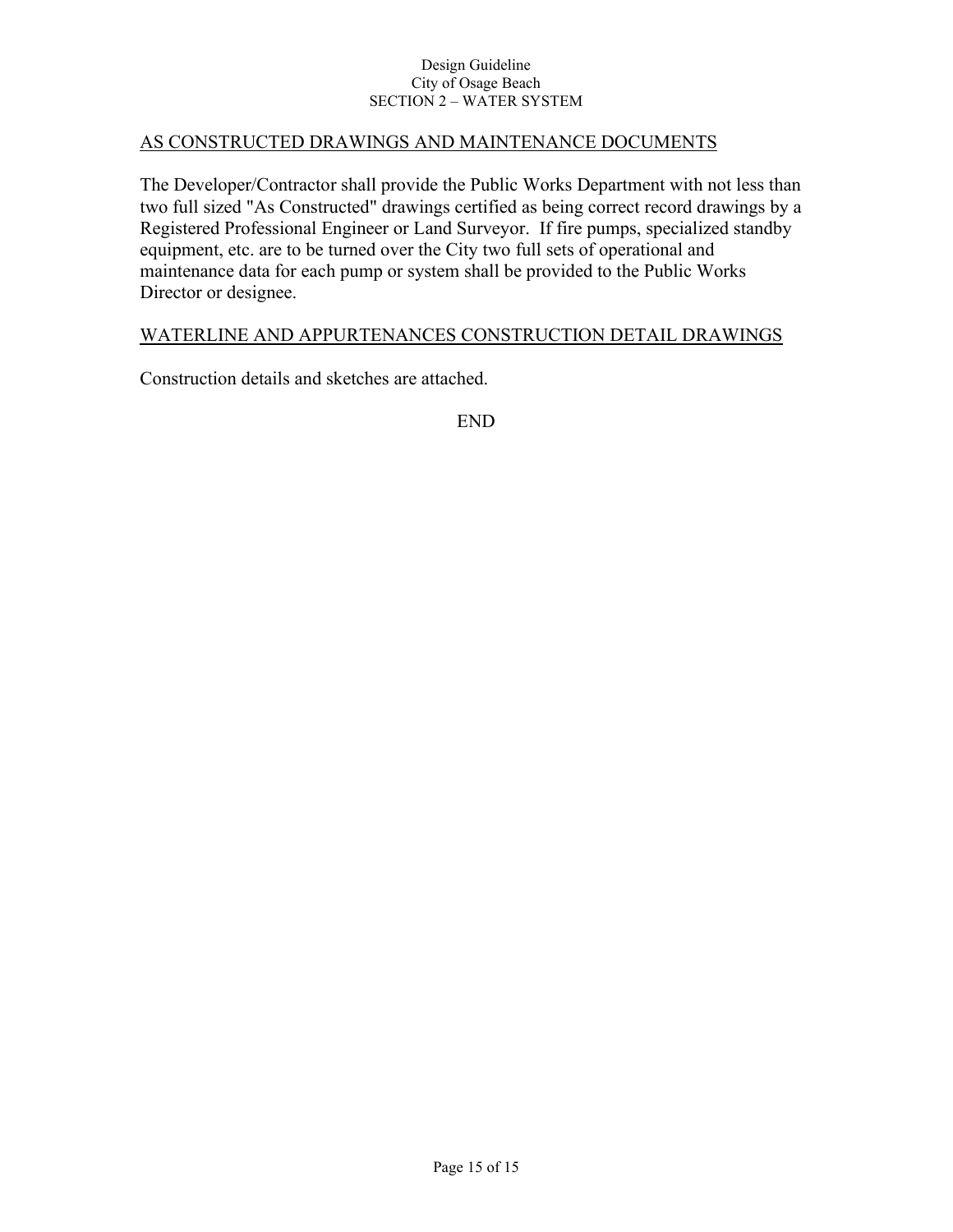## AS CONSTRUCTED DRAWINGS AND MAINTENANCE DOCUMENTS

The Developer/Contractor shall provide the Public Works Department with not less than two full sized "As Constructed" drawings certified as being correct record drawings by a Registered Professional Engineer or Land Surveyor. If fire pumps, specialized standby equipment, etc. are to be turned over the City two full sets of operational and maintenance data for each pump or system shall be provided to the Public Works Director or designee.

## WATERLINE AND APPURTENANCES CONSTRUCTION DETAIL DRAWINGS

Construction details and sketches are attached.

END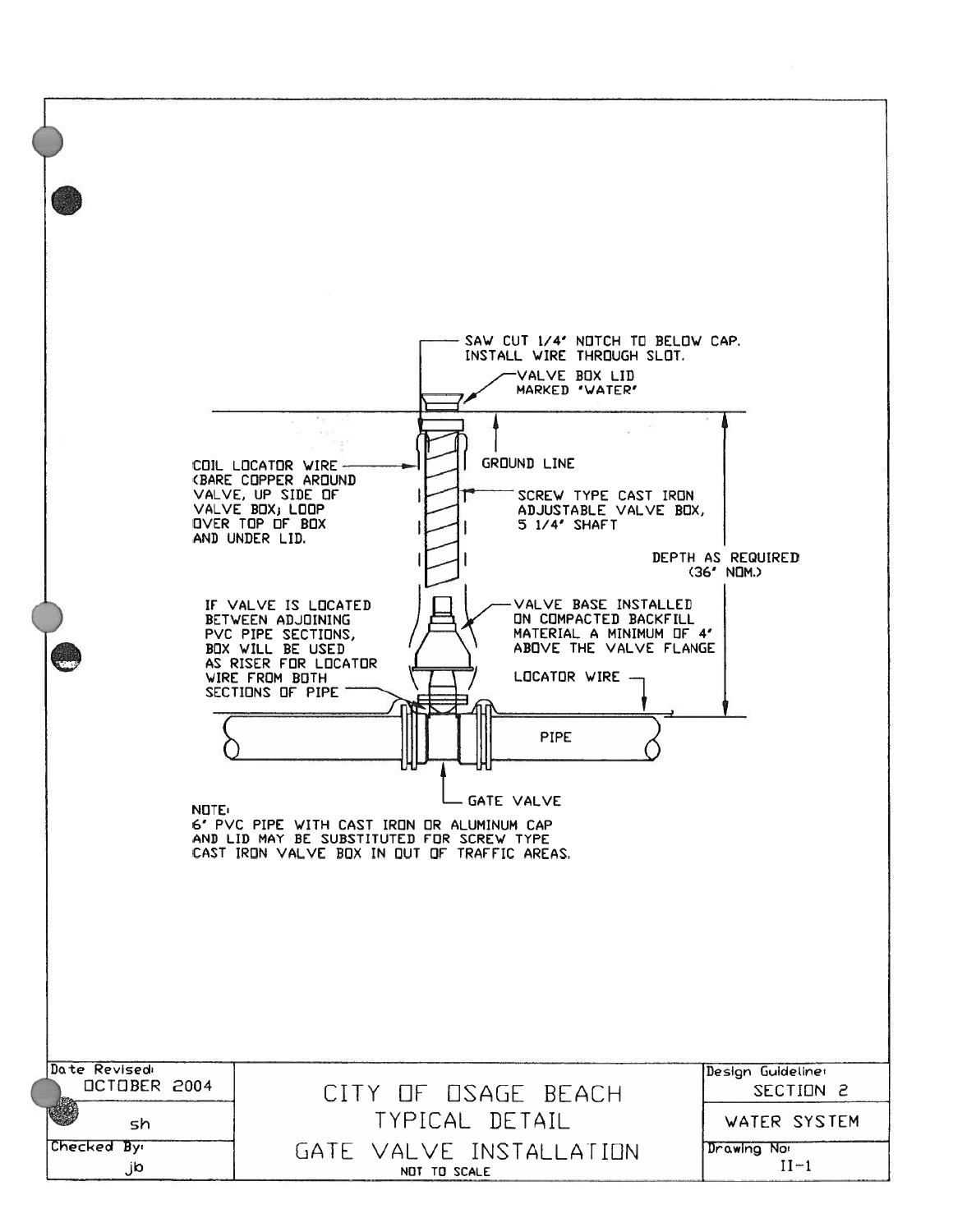SAW CUT 1/4" NOTCH TO BELOW CAP. INSTALL WIRE THROUGH SLOT.

VALVE BOX LID MARKED 'WATER'

GROUND LINE

COIL LOCATOR WIRE (BARE COPPER AROUND VALVE, UP SIDE OF VALVE BOX; LOOP OVER TOP OF BOX AND UNDER LID.

SCREW TYPE CAST IRON ADJUSTABLE VALVE BOX, 5 1/4" SHAFT

DEPTH AS REQUIRED (36" NOM.)

IF VALVE IS LOCATED BETWEEN ADJOINING PVC PIPE SECTIONS, BOX WILL BE USED AS RISER FOR LOCATOR WIRE FROM BOTH SECTIONS OF PIPE

VALVE BASE INSTALLED ON COMPACTED BACKFILL MATERIAL A MINIMUM OF 4" ABOVE THE VALVE FLANGE

LOCATOR WIRE

PIPE

GATE VALVE

NOTE:
6" PVC PIPE WITH CAST IRON OR ALUMINUM CAP AND LID MAY BE SUBSTITUTED FOR SCREW TYPE CAST IRON VALVE BOX IN OUT OF TRAFFIC AREAS.

| Date Revised: OCTOBER 2004 | CITY OF OSAGE BEACH | Design Guideline: SECTION 2 |
| --- | --- | --- |
| sh | TYPICAL DETAIL | WATER SYSTEM |
| Checked By: jb | GATE VALVE INSTALLATION<br>NOT TO SCALE | Drawing No: II-1 |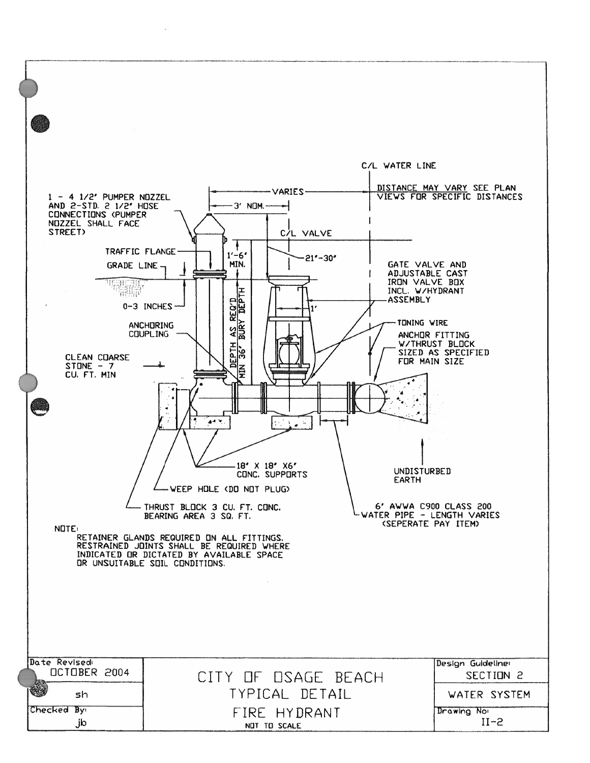C/L WATER LINE

DISTANCE MAY VARY SEE PLAN VIEWS FOR SPECIFIC DISTANCES

VARIES

3' NOM.

1 - 4 1/2" PUMPER NOZZEL AND 2-STD. 2 1/2" HOSE CONNECTIONS (PUMPER NOZZEL SHALL FACE STREET)

C/L VALVE

TRAFFIC FLANGE

1'-6" MIN.

21"-30"

GRADE LINE

GATE VALVE AND ADJUSTABLE CAST IRON VALVE BOX INCL. W/HYDRANT ASSEMBLY

0-3 INCHES

DEPTH AS REQ'D MIN 36" BURY DEPTH

1'

ANCHORING COUPLING

TONING WIRE

ANCHOR FITTING W/THRUST BLOCK SIZED AS SPECIFIED FOR MAIN SIZE

CLEAN COARSE STONE - 7 CU. FT. MIN

18" X 18" X6" CONC. SUPPORTS

UNDISTURBED EARTH

WEEP HOLE (DO NOT PLUG)

THRUST BLOCK 3 CU. FT. CONC. BEARING AREA 3 SQ. FT.

6" AWWA C900 CLASS 200 WATER PIPE - LENGTH VARIES (SEPERATE PAY ITEM)

NOTE:
RETAINER GLANDS REQUIRED ON ALL FITTINGS. RESTRAINED JOINTS SHALL BE REQUIRED WHERE INDICATED OR DICTATED BY AVAILABLE SPACE OR UNSUITABLE SOIL CONDITIONS.

| Date Revised: OCTOBER 2004 | CITY OF OSAGE BEACH | Design Guideline: SECTION 2 |
|---|---|---|
| sh | TYPICAL DETAIL | WATER SYSTEM |
| Checked By: jb | FIRE HYDRANT NOT TO SCALE | Drawing No: II-2 |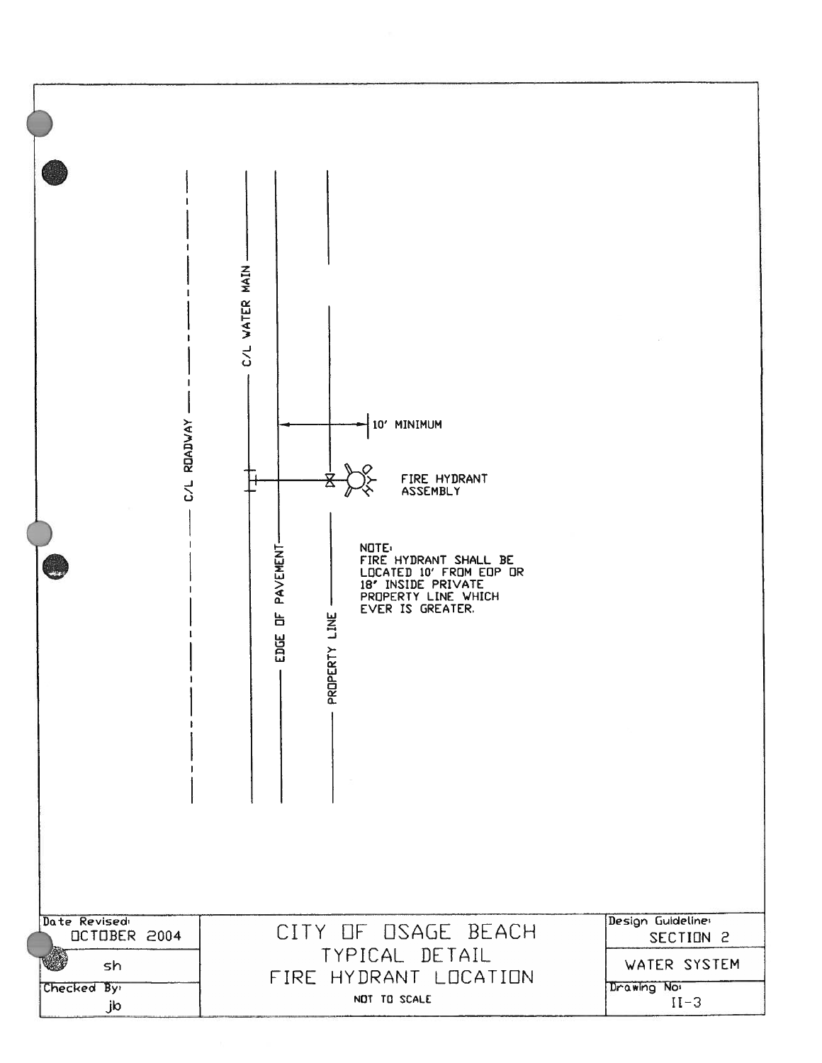C/L ROADWAY

C/L WATER MAIN

EDGE OF PAVEMENT

PROPERTY LINE

10' MINIMUM

FIRE HYDRANT ASSEMBLY

NOTE:
FIRE HYDRANT SHALL BE LOCATED 10' FROM EOP OR 18" INSIDE PRIVATE PROPERTY LINE WHICH EVER IS GREATER.

| Date Revised: OCTOBER 2004 | CITY OF OSAGE BEACH | Design Guideline: SECTION 2 |
| --- | --- | --- |
| sh | TYPICAL DETAIL | WATER SYSTEM |
| Checked By: jb | FIRE HYDRANT LOCATION<br>NOT TO SCALE | Drawing No: II-3 |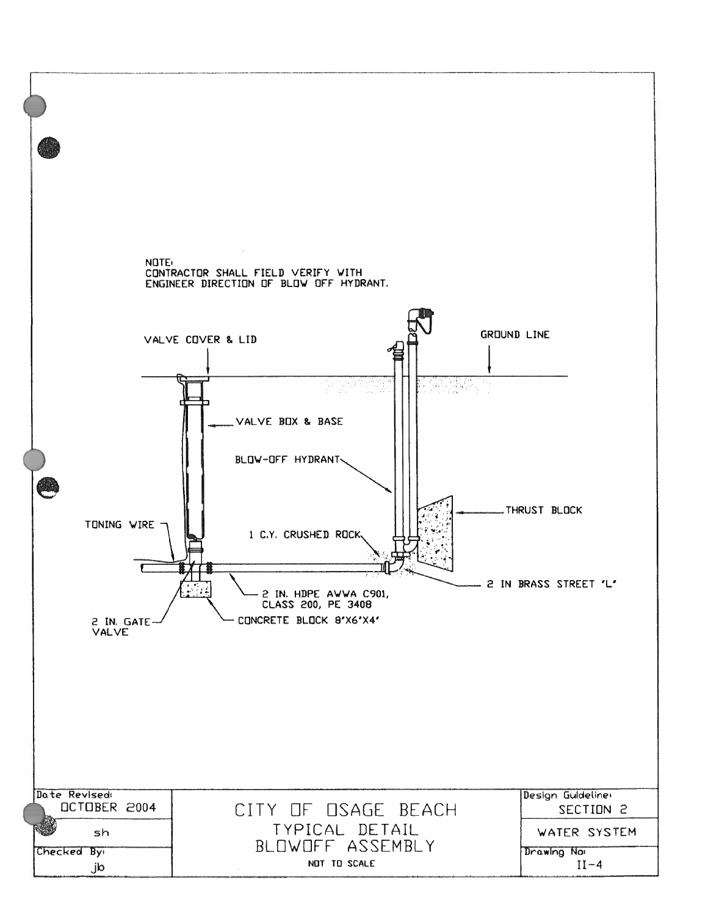NOTE:
CONTRACTOR SHALL FIELD VERIFY WITH ENGINEER DIRECTION OF BLOW OFF HYDRANT.

VALVE COVER & LID

GROUND LINE

VALVE BOX & BASE

BLOW-OFF HYDRANT

THRUST BLOCK

TONING WIRE

1 C.Y. CRUSHED ROCK

2 IN BRASS STREET 'L'

2 IN. HDPE AWWA C901, CLASS 200, PE 3408

2 IN. GATE VALVE

CONCRETE BLOCK 8'X6'X4'

| Date Revised: OCTOBER 2004 | CITY OF OSAGE BEACH | Design Guideline: SECTION 2 |
|---|---|---|
| sh | TYPICAL DETAIL BLOWOFF ASSEMBLY | WATER SYSTEM |
| Checked By: jb | NOT TO SCALE | Drawing No: II-4 |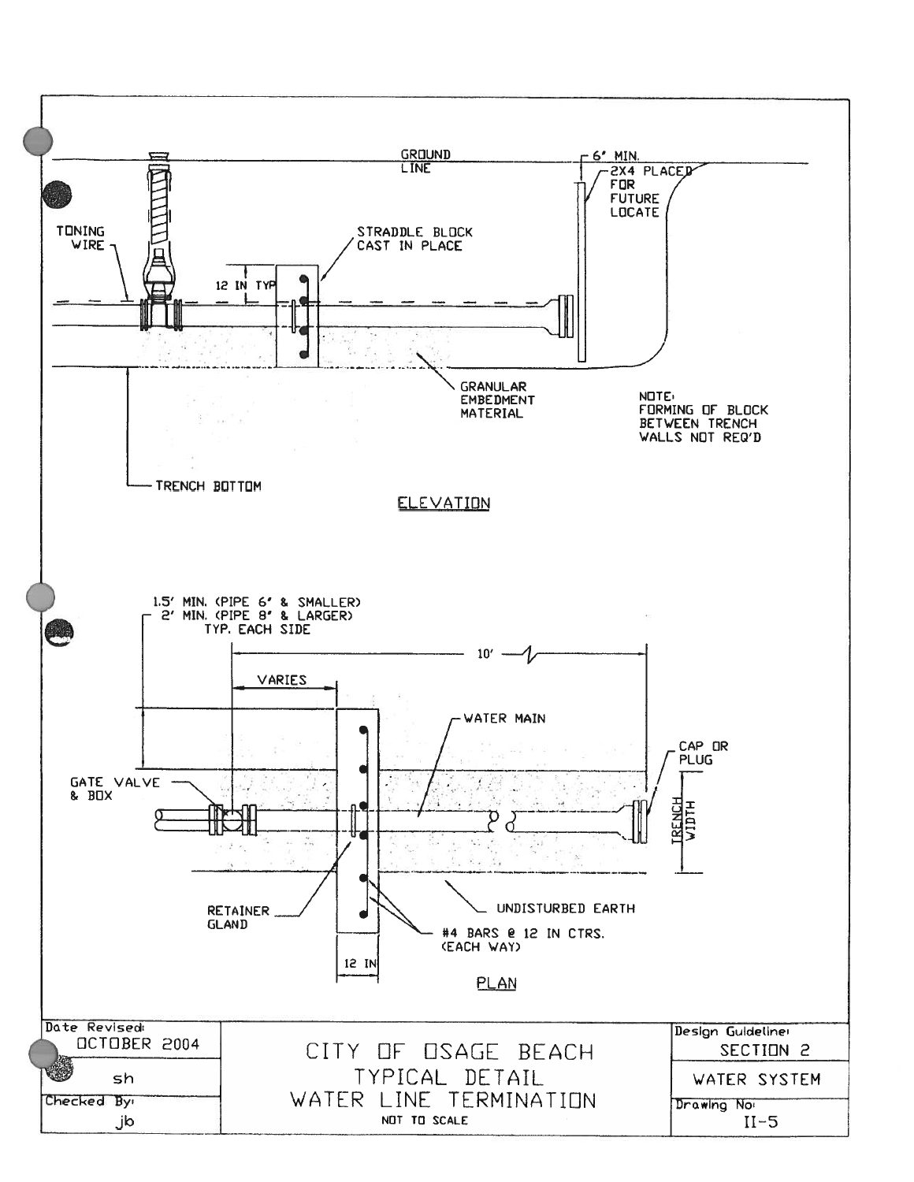GROUND LINE

6' MIN.

2X4 PLACED FOR FUTURE LOCATE

TONING WIRE

STRADDLE BLOCK CAST IN PLACE

12 IN TYP

GRANULAR EMBEDMENT MATERIAL

NOTE:
FORMING OF BLOCK BETWEEN TRENCH WALLS NOT REQ'D

TRENCH BOTTOM

ELEVATION

1.5' MIN. (PIPE 6" & SMALLER)
2' MIN. (PIPE 8" & LARGER)
TYP. EACH SIDE

10'

VARIES

WATER MAIN

CAP OR PLUG

GATE VALVE & BOX

TRENCH WIDTH

RETAINER GLAND

UNDISTURBED EARTH

#4 BARS @ 12 IN CTRS. (EACH WAY)

12 IN

PLAN

| Date Revised: OCTOBER 2004 | CITY OF OSAGE BEACH | Design Guideline: SECTION 2 |
| --- | --- | --- |
| sh | TYPICAL DETAIL | WATER SYSTEM |
| Checked By: jb | WATER LINE TERMINATION<br>NOT TO SCALE | Drawing No: II-5 |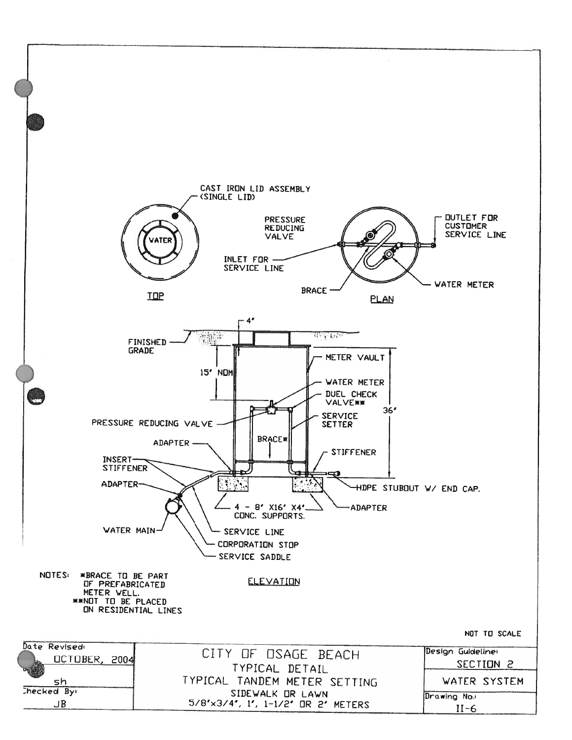CAST IRON LID ASSEMBLY (SINGLE LID)

WATER

TOP

PRESSURE REDUCING VALVE

INLET FOR SERVICE LINE

BRACE

OUTLET FOR CUSTOMER SERVICE LINE

WATER METER

PLAN

4'

FINISHED GRADE

15' NOM

METER VAULT

WATER METER

DUEL CHECK VALVE**

SERVICE SETTER

36'

PRESSURE REDUCING VALVE

ADAPTER

BRACE*

STIFFENER

INSERT STIFFENER

ADAPTER

HDPE STUBOUT W/ END CAP.

4 - 8' X16' X4' CONC. SUPPORTS.

ADAPTER

WATER MAIN

SERVICE LINE

CORPORATION STOP

SERVICE SADDLE

ELEVATION

NOTES: *BRACE TO BE PART OF PREFABRICATED METER WELL.
**NOT TO BE PLACED ON RESIDENTIAL LINES

NOT TO SCALE

| Date Revised: OCTOBER, 2004 | CITY OF OSAGE BEACH | Design Guideline: SECTION 2 |
|---|---|---|
| sh | TYPICAL DETAIL<br>TYPICAL TANDEM METER SETTING | WATER SYSTEM |
| Checked By: JB | SIDEWALK OR LAWN<br>5/8'x3/4', 1', 1-1/2' OR 2' METERS | Drawing No.: II-6 |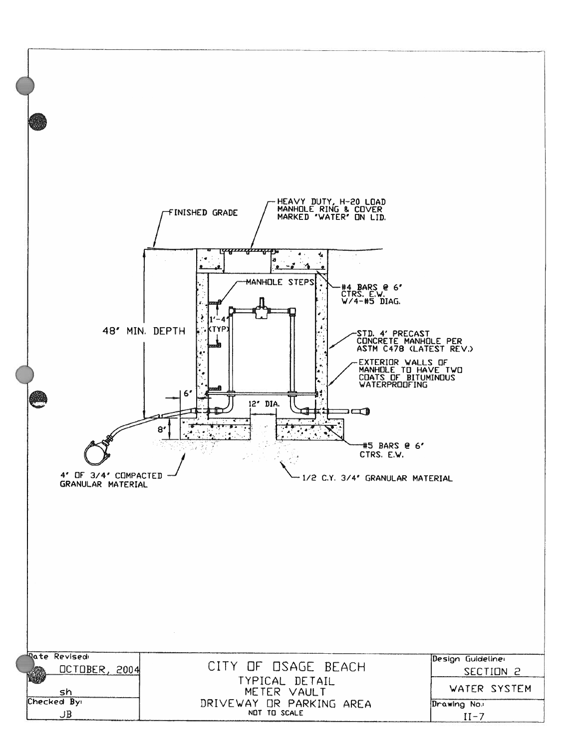FINISHED GRADE

HEAVY DUTY, H-20 LOAD MANHOLE RING & COVER MARKED 'WATER' ON LID.

MANHOLE STEPS

#4 BARS @ 6" CTRS. E.W. W/4-#5 DIAG.

48" MIN. DEPTH

1'-4" (TYP)

STD. 4' PRECAST CONCRETE MANHOLE PER ASTM C478 (LATEST REV.)

EXTERIOR WALLS OF MANHOLE TO HAVE TWO COATS OF BITUMINOUS WATERPROOFING

6"

12" DIA.

8"

#5 BARS @ 6" CTRS. E.W.

4" OF 3/4" COMPACTED GRANULAR MATERIAL

1/2 C.Y. 3/4" GRANULAR MATERIAL

| Date Revised: OCTOBER, 2004 | CITY OF OSAGE BEACH | Design Guideline: SECTION 2 |
|---|---|---|
| sh | TYPICAL DETAIL METER VAULT DRIVEWAY OR PARKING AREA NOT TO SCALE | WATER SYSTEM |
| Checked By: JB | | Drawing No.: II-7 |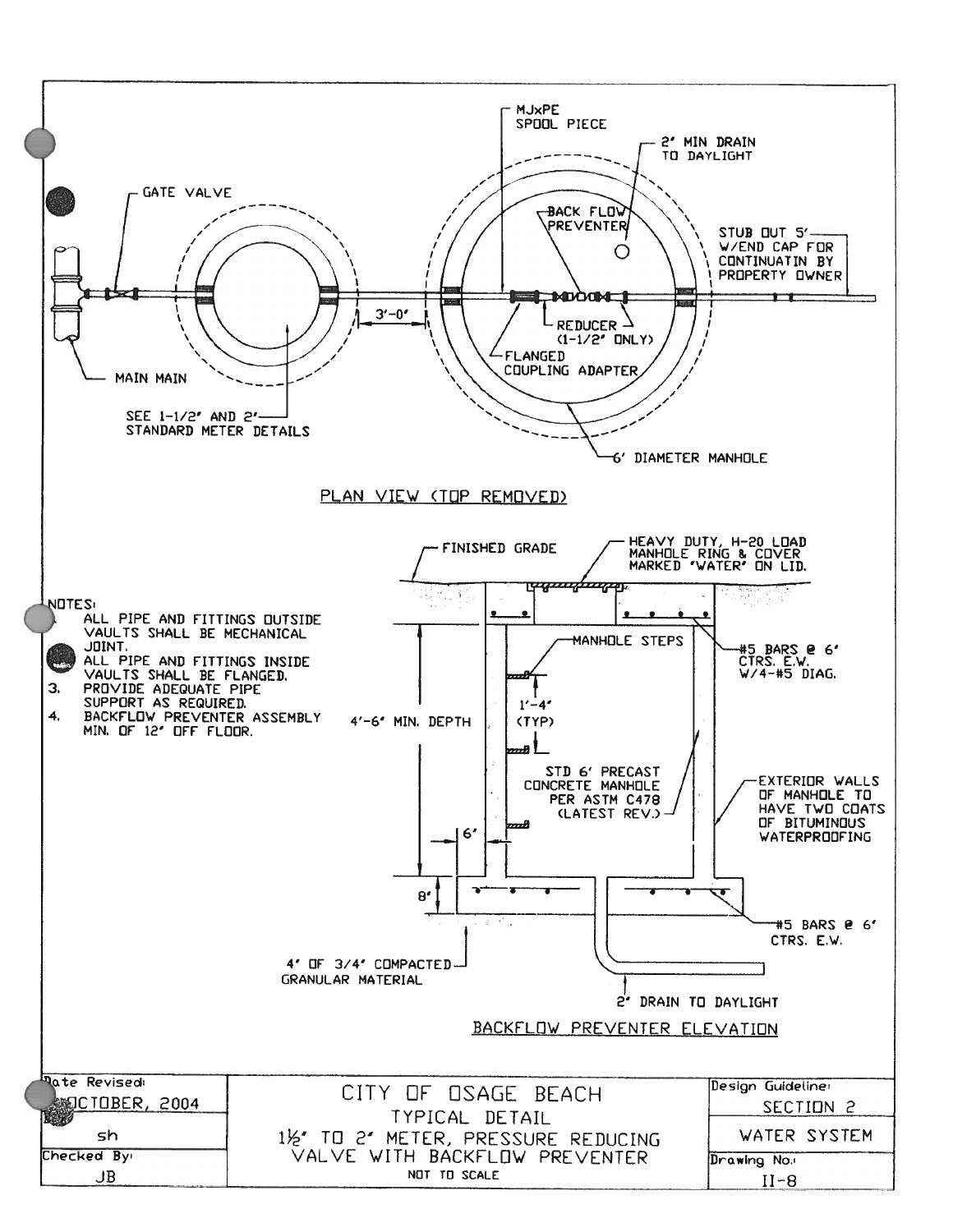MJxPE SPOOL PIECE

2" MIN DRAIN TO DAYLIGHT

GATE VALVE

BACK FLOW PREVENTER

STUB OUT 5' W/END CAP FOR CONTINUATIN BY PROPERTY OWNER

3'-0"

REDUCER (1-1/2" ONLY)

FLANGED COUPLING ADAPTER

MAIN MAIN

SEE 1-1/2" AND 2" STANDARD METER DETAILS

6' DIAMETER MANHOLE

PLAN VIEW (TOP REMOVED)

FINISHED GRADE

HEAVY DUTY, H-20 LOAD MANHOLE RING & COVER MARKED "WATER" ON LID.

NOTES:

1. ALL PIPE AND FITTINGS OUTSIDE VAULTS SHALL BE MECHANICAL JOINT.
2. ALL PIPE AND FITTINGS INSIDE VAULTS SHALL BE FLANGED.
3. PROVIDE ADEQUATE PIPE SUPPORT AS REQUIRED.
4. BACKFLOW PREVENTER ASSEMBLY MIN. OF 12" OFF FLOOR.

MANHOLE STEPS

#5 BARS @ 6" CTRS. E.W. W/4-#5 DIAG.

4'-6" MIN. DEPTH

1'-4" (TYP)

STD 6' PRECAST CONCRETE MANHOLE PER ASTM C478 (LATEST REV.)

EXTERIOR WALLS OF MANHOLE TO HAVE TWO COATS OF BITUMINOUS WATERPROOFING

6"

8"

#5 BARS @ 6" CTRS. E.W.

4" OF 3/4" COMPACTED GRANULAR MATERIAL

2" DRAIN TO DAYLIGHT

BACKFLOW PREVENTER ELEVATION

| Date Revised: OCTOBER, 2004 | CITY OF OSAGE BEACH | Design Guideline: SECTION 2 |
|---|---|---|
| sh | TYPICAL DETAIL | WATER SYSTEM |
| Checked By: JB | 1½" TO 2" METER, PRESSURE REDUCING VALVE WITH BACKFLOW PREVENTER<br>NOT TO SCALE | Drawing No.: II-8 |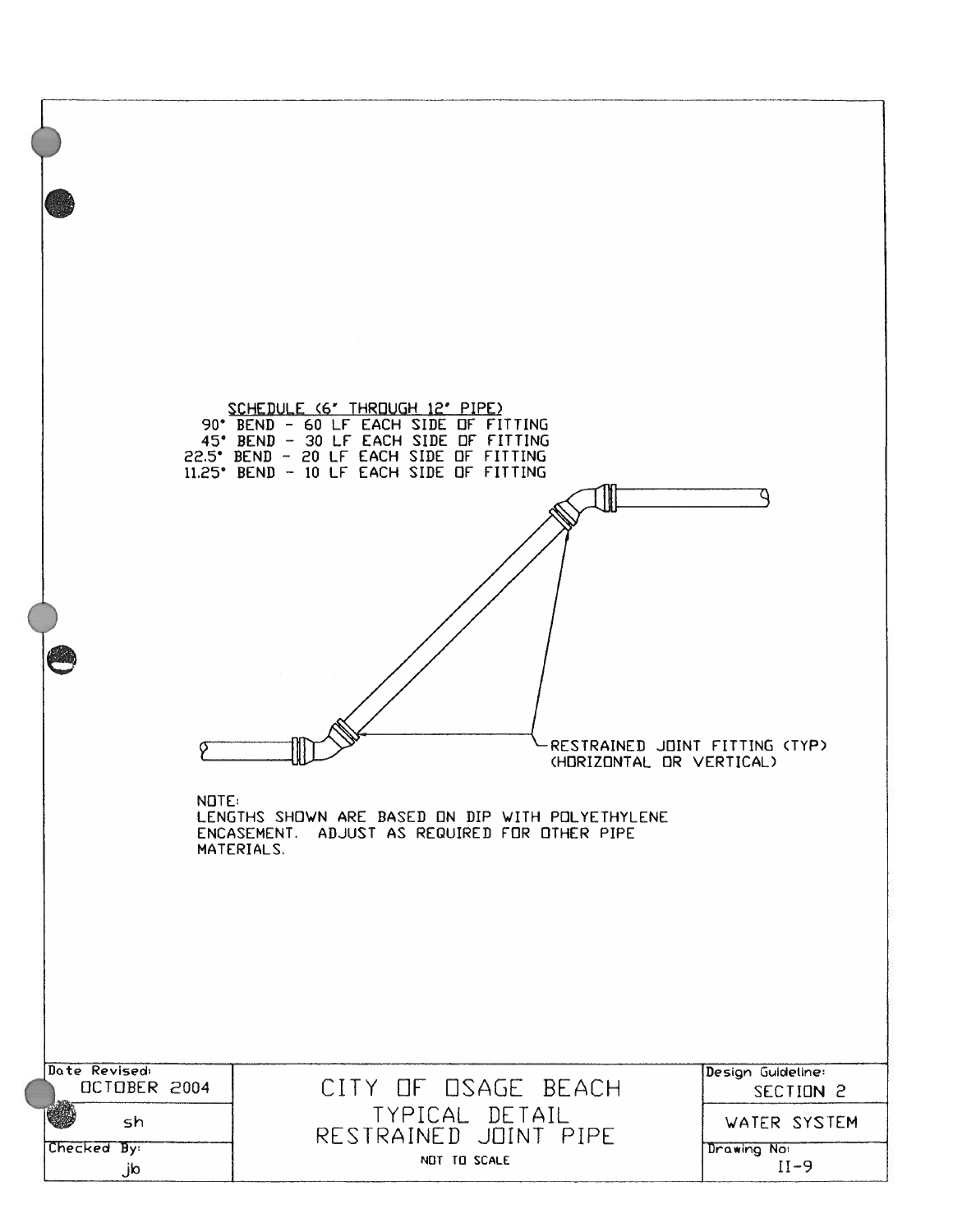SCHEDULE (6" THROUGH 12" PIPE)

90° BEND - 60 LF EACH SIDE OF FITTING
45° BEND - 30 LF EACH SIDE OF FITTING
22.5° BEND - 20 LF EACH SIDE OF FITTING
11.25° BEND - 10 LF EACH SIDE OF FITTING

RESTRAINED JOINT FITTING (TYP)
(HORIZONTAL OR VERTICAL)

NOTE:
LENGTHS SHOWN ARE BASED ON DIP WITH POLYETHYLENE ENCASEMENT. ADJUST AS REQUIRED FOR OTHER PIPE MATERIALS.

| Date Revised: OCTOBER 2004 | CITY OF OSAGE BEACH | Design Guideline: SECTION 2 |
|---|---|---|
| sh | TYPICAL DETAIL RESTRAINED JOINT PIPE | WATER SYSTEM |
| Checked By: jb | NOT TO SCALE | Drawing No: II-9 |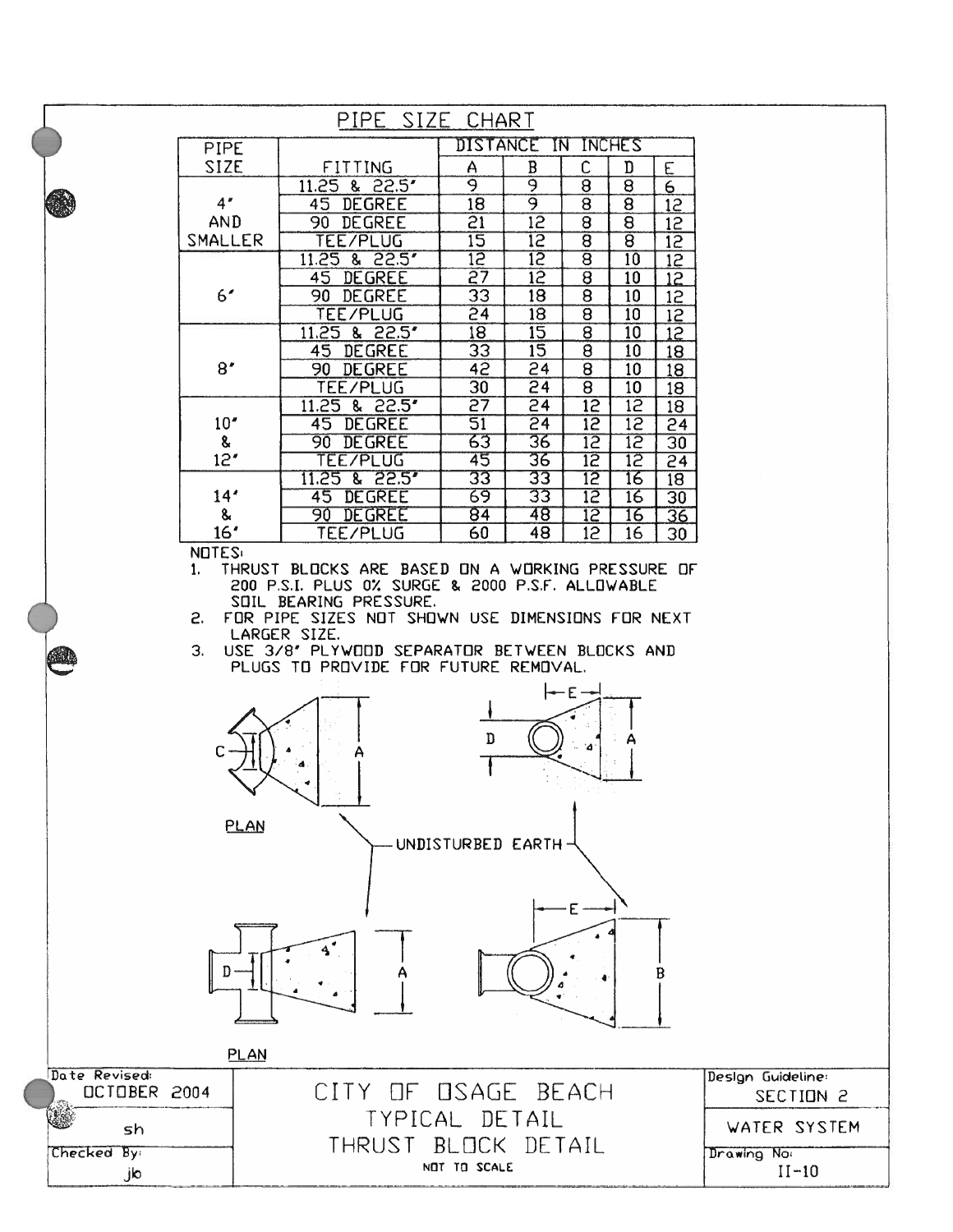## PIPE SIZE CHART

| PIPE SIZE | FITTING | DISTANCE IN INCHES | | | | |
|---|---|---|---|---|---|---|
| | | A | B | C | D | E |
| 4" AND SMALLER | 11.25 & 22.5° | 9 | 9 | 8 | 8 | 6 |
| | 45 DEGREE | 18 | 9 | 8 | 8 | 12 |
| | 90 DEGREE | 21 | 12 | 8 | 8 | 12 |
| | TEE/PLUG | 15 | 12 | 8 | 8 | 12 |
| 6" | 11.25 & 22.5° | 12 | 12 | 8 | 10 | 12 |
| | 45 DEGREE | 27 | 12 | 8 | 10 | 12 |
| | 90 DEGREE | 33 | 18 | 8 | 10 | 12 |
| | TEE/PLUG | 24 | 18 | 8 | 10 | 12 |
| 8" | 11.25 & 22.5° | 18 | 15 | 8 | 10 | 12 |
| | 45 DEGREE | 33 | 15 | 8 | 10 | 18 |
| | 90 DEGREE | 42 | 24 | 8 | 10 | 18 |
| | TEE/PLUG | 30 | 24 | 8 | 10 | 18 |
| 10" & 12" | 11.25 & 22.5° | 27 | 24 | 12 | 12 | 18 |
| | 45 DEGREE | 51 | 24 | 12 | 12 | 24 |
| | 90 DEGREE | 63 | 36 | 12 | 12 | 30 |
| | TEE/PLUG | 45 | 36 | 12 | 12 | 24 |
| 14" & 16" | 11.25 & 22.5° | 33 | 33 | 12 | 16 | 18 |
| | 45 DEGREE | 69 | 33 | 12 | 16 | 30 |
| | 90 DEGREE | 84 | 48 | 12 | 16 | 36 |
| | TEE/PLUG | 60 | 48 | 12 | 16 | 30 |

NOTES:

1. THRUST BLOCKS ARE BASED ON A WORKING PRESSURE OF 200 P.S.I. PLUS 0% SURGE & 2000 P.S.F. ALLOWABLE SOIL BEARING PRESSURE.
2. FOR PIPE SIZES NOT SHOWN USE DIMENSIONS FOR NEXT LARGER SIZE.
3. USE 3/8" PLYWOOD SEPARATOR BETWEEN BLOCKS AND PLUGS TO PROVIDE FOR FUTURE REMOVAL.

PLAN

UNDISTURBED EARTH

PLAN

| Date Revised: OCTOBER 2004 | CITY OF OSAGE BEACH | Design Guideline: SECTION 2 |
|---|---|---|
| sh | TYPICAL DETAIL | WATER SYSTEM |
| Checked By: jb | THRUST BLOCK DETAIL — NOT TO SCALE | Drawing No: II-10 |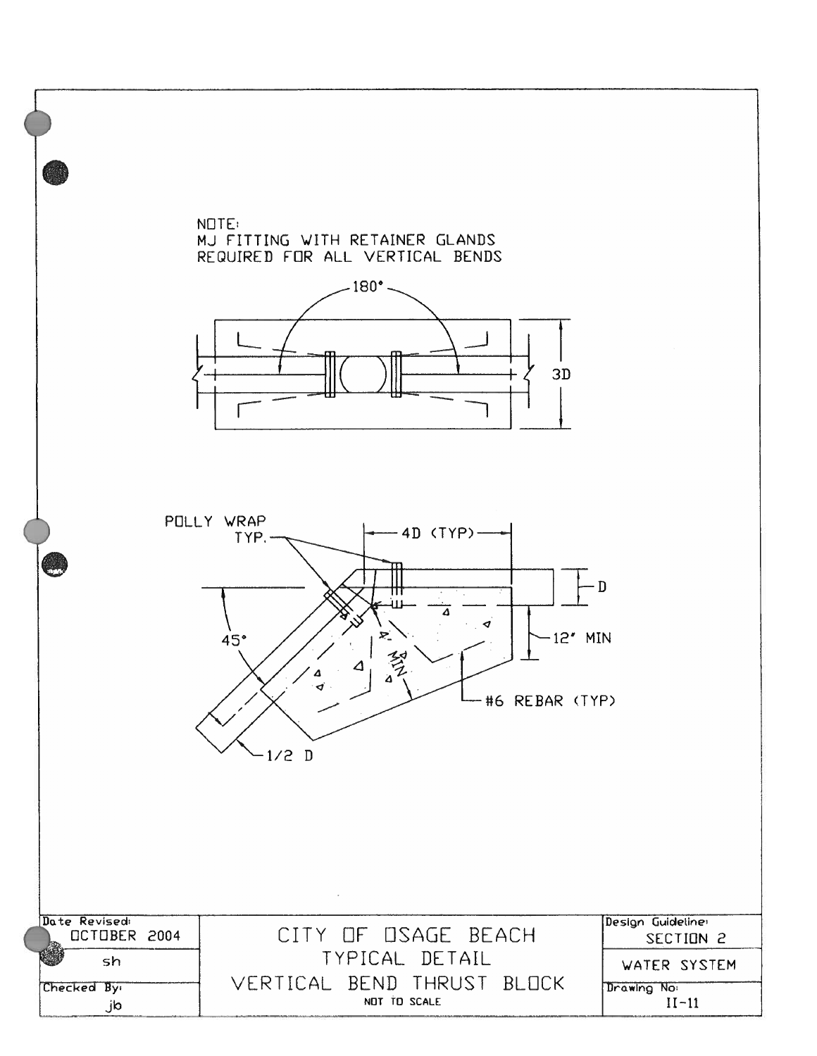NOTE:
MJ FITTING WITH RETAINER GLANDS
REQUIRED FOR ALL VERTICAL BENDS

180°

3D

POLLY WRAP
TYP.

4D (TYP)

D

12" MIN

45°

4' MIN

#6 REBAR (TYP)

1/2 D

| Date Revised: OCTOBER 2004 | CITY OF OSAGE BEACH | Design Guideline: SECTION 2 |
|---|---|---|
| sh | TYPICAL DETAIL | WATER SYSTEM |
| Checked By: jb | VERTICAL BEND THRUST BLOCK<br>NOT TO SCALE | Drawing No: II-11 |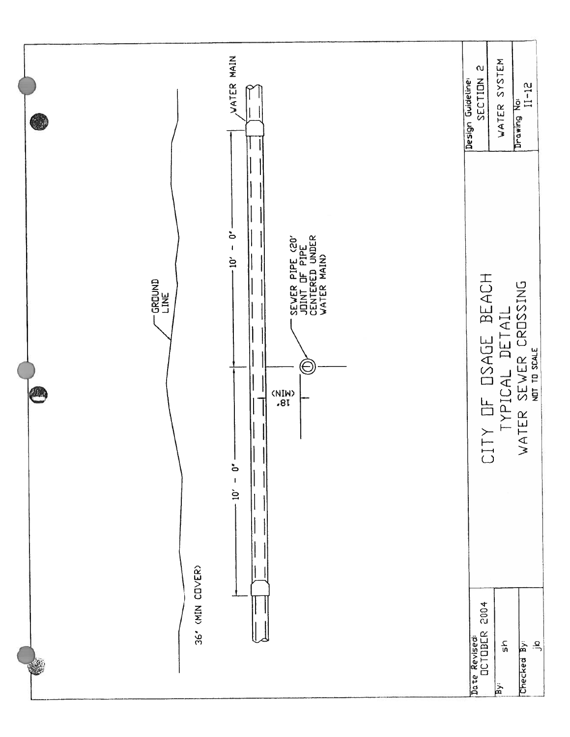GROUND LINE

36" (MIN COVER)

WATER MAIN

10' - 0"

10' - 0"

18" (MIN)

SEWER PIPE (20' JOINT OF PIPE CENTERED UNDER WATER MAIN)

# CITY OF OSAGE BEACH

## TYPICAL DETAIL

## WATER SEWER CROSSING

NOT TO SCALE

| Date Revised: OCTOBER 2004 | | Design Guideline: SECTION 2 |
|---|---|---|
| By: sh | | WATER SYSTEM |
| Checked By: jb | | Drawing No: II-12 |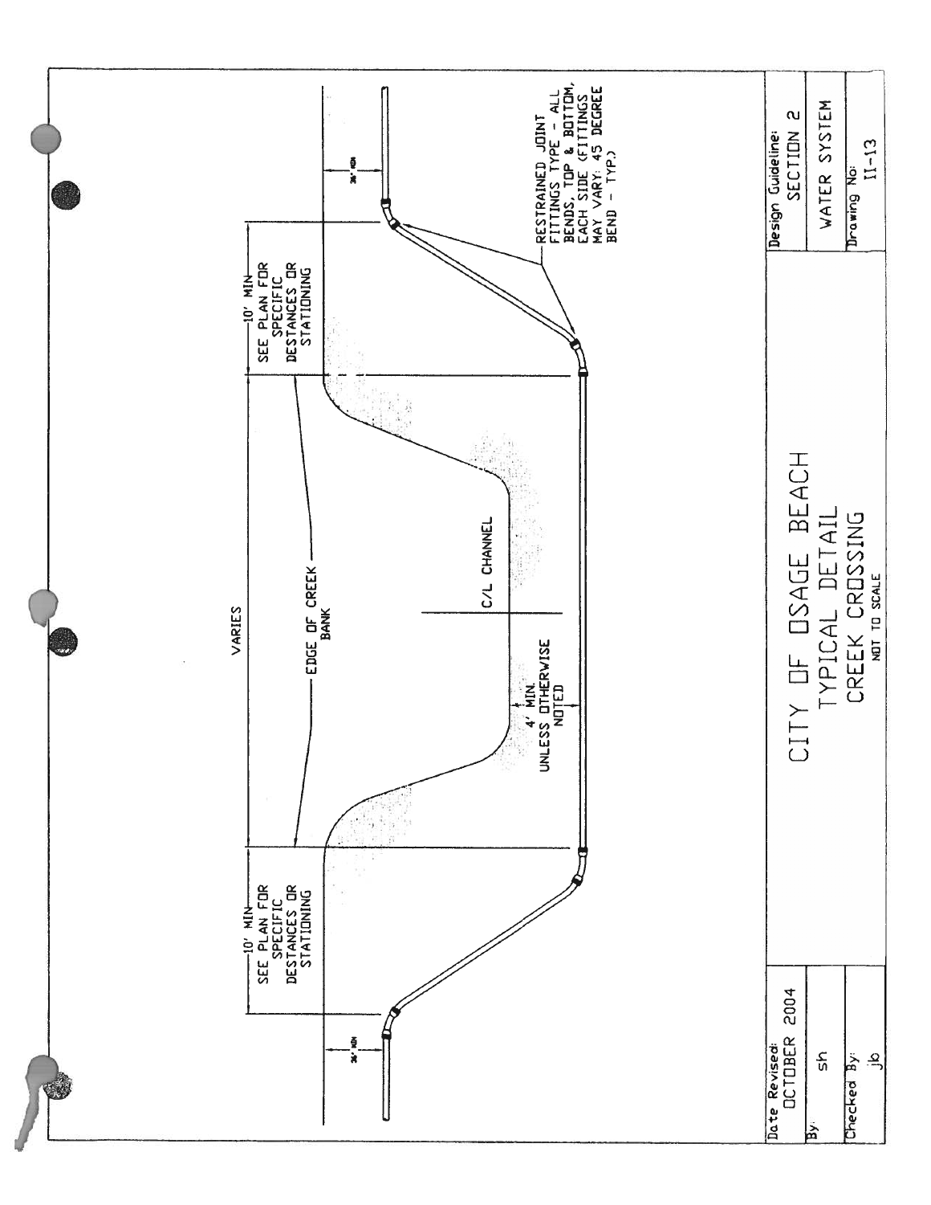VARIES

10' MIN
SEE PLAN FOR SPECIFIC DESTANCES OR STATIONING

10' MIN
SEE PLAN FOR SPECIFIC DESTANCES OR STATIONING

EDGE OF CREEK BANK

C/L CHANNEL

4' MIN. UNLESS OTHERWISE NOTED

36" MIN

36" MIN

RESTRAINED JOINT FITTINGS TYPE - ALL BENDS, TOP & BOTTOM, EACH SIDE (FITTINGS MAY VARY: 45 DEGREE BEND - TYP.)

# CITY OF OSAGE BEACH

## TYPICAL DETAIL
## CREEK CROSSING

NOT TO SCALE

| | |
|---|---|
| Date Revised: OCTOBER 2004 | Design Guideline: SECTION 2 |
| By: sh | WATER SYSTEM |
| Checked By: jb | Drawing No: II-13 |